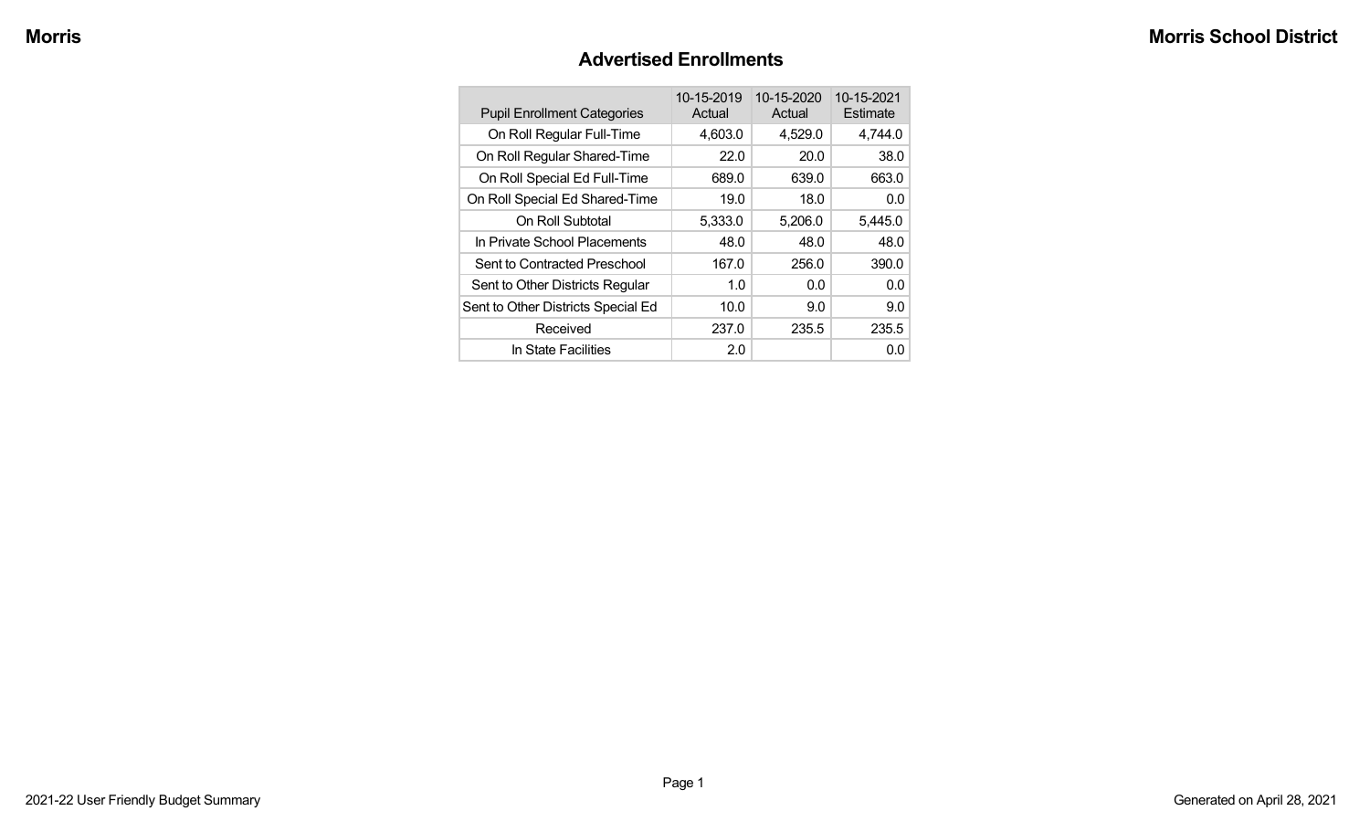## Advertised Enrollments

| Pupil Enrollment Categories | 10-15-2019 Actual | 10-15-2020 Actual | 10-15-2021 Estimate |
|---|---|---|---|
| On Roll Regular Full-Time | 4,603.0 | 4,529.0 | 4,744.0 |
| On Roll Regular Shared-Time | 22.0 | 20.0 | 38.0 |
| On Roll Special Ed Full-Time | 689.0 | 639.0 | 663.0 |
| On Roll Special Ed Shared-Time | 19.0 | 18.0 | 0.0 |
| On Roll Subtotal | 5,333.0 | 5,206.0 | 5,445.0 |
| In Private School Placements | 48.0 | 48.0 | 48.0 |
| Sent to Contracted Preschool | 167.0 | 256.0 | 390.0 |
| Sent to Other Districts Regular | 1.0 | 0.0 | 0.0 |
| Sent to Other Districts Special Ed | 10.0 | 9.0 | 9.0 |
| Received | 237.0 | 235.5 | 235.5 |
| In State Facilities | 2.0 | | 0.0 |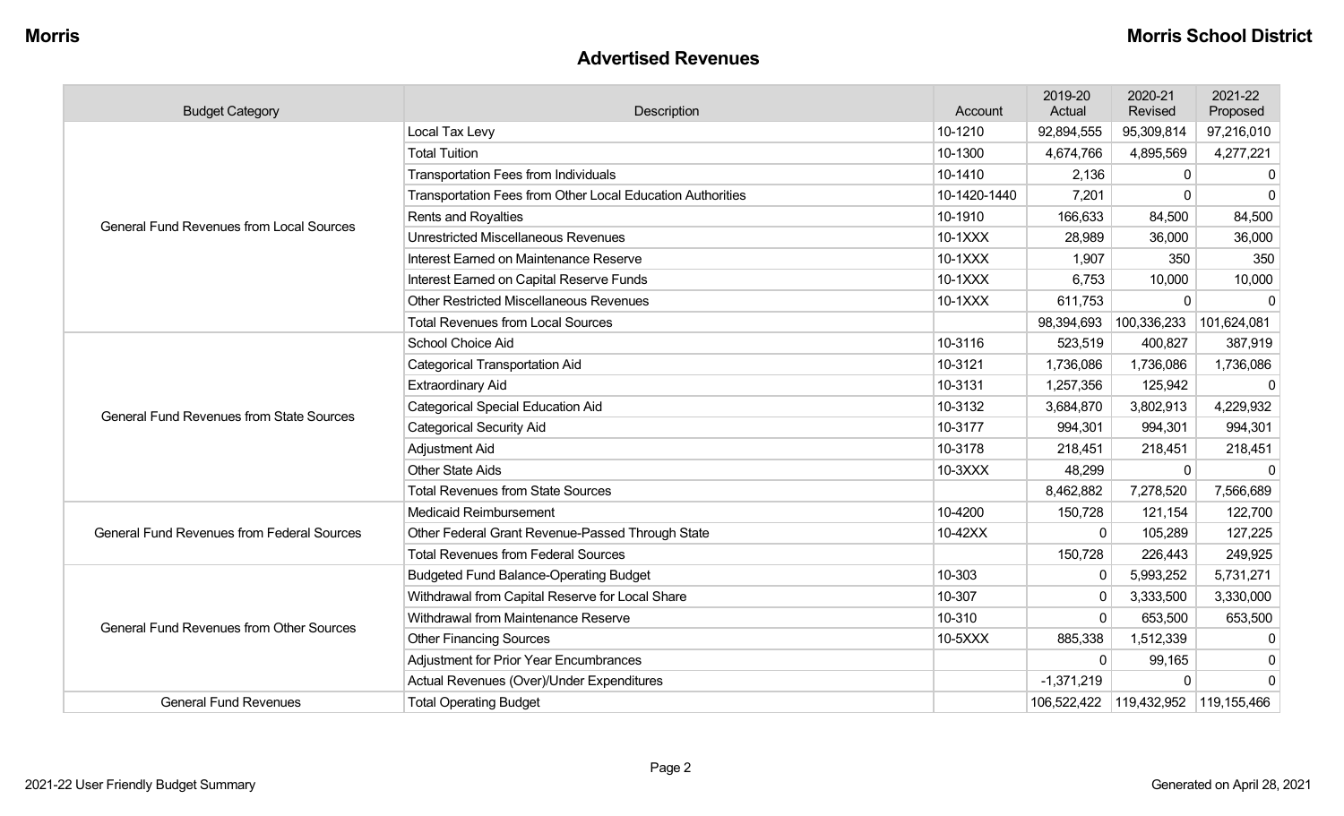## Advertised Revenues

| Budget Category | Description | Account | 2019-20 Actual | 2020-21 Revised | 2021-22 Proposed |
|---|---|---|---|---|---|
| General Fund Revenues from Local Sources | Local Tax Levy | 10-1210 | 92,894,555 | 95,309,814 | 97,216,010 |
| | Total Tuition | 10-1300 | 4,674,766 | 4,895,569 | 4,277,221 |
| | Transportation Fees from Individuals | 10-1410 | 2,136 | 0 | 0 |
| | Transportation Fees from Other Local Education Authorities | 10-1420-1440 | 7,201 | 0 | 0 |
| | Rents and Royalties | 10-1910 | 166,633 | 84,500 | 84,500 |
| | Unrestricted Miscellaneous Revenues | 10-1XXX | 28,989 | 36,000 | 36,000 |
| | Interest Earned on Maintenance Reserve | 10-1XXX | 1,907 | 350 | 350 |
| | Interest Earned on Capital Reserve Funds | 10-1XXX | 6,753 | 10,000 | 10,000 |
| | Other Restricted Miscellaneous Revenues | 10-1XXX | 611,753 | 0 | 0 |
| | Total Revenues from Local Sources | | 98,394,693 | 100,336,233 | 101,624,081 |
| General Fund Revenues from State Sources | School Choice Aid | 10-3116 | 523,519 | 400,827 | 387,919 |
| | Categorical Transportation Aid | 10-3121 | 1,736,086 | 1,736,086 | 1,736,086 |
| | Extraordinary Aid | 10-3131 | 1,257,356 | 125,942 | 0 |
| | Categorical Special Education Aid | 10-3132 | 3,684,870 | 3,802,913 | 4,229,932 |
| | Categorical Security Aid | 10-3177 | 994,301 | 994,301 | 994,301 |
| | Adjustment Aid | 10-3178 | 218,451 | 218,451 | 218,451 |
| | Other State Aids | 10-3XXX | 48,299 | 0 | 0 |
| | Total Revenues from State Sources | | 8,462,882 | 7,278,520 | 7,566,689 |
| General Fund Revenues from Federal Sources | Medicaid Reimbursement | 10-4200 | 150,728 | 121,154 | 122,700 |
| | Other Federal Grant Revenue-Passed Through State | 10-42XX | 0 | 105,289 | 127,225 |
| | Total Revenues from Federal Sources | | 150,728 | 226,443 | 249,925 |
| General Fund Revenues from Other Sources | Budgeted Fund Balance-Operating Budget | 10-303 | 0 | 5,993,252 | 5,731,271 |
| | Withdrawal from Capital Reserve for Local Share | 10-307 | 0 | 3,333,500 | 3,330,000 |
| | Withdrawal from Maintenance Reserve | 10-310 | 0 | 653,500 | 653,500 |
| | Other Financing Sources | 10-5XXX | 885,338 | 1,512,339 | 0 |
| | Adjustment for Prior Year Encumbrances | | 0 | 99,165 | 0 |
| | Actual Revenues (Over)/Under Expenditures | | -1,371,219 | 0 | 0 |
| General Fund Revenues | Total Operating Budget | | 106,522,422 | 119,432,952 | 119,155,466 |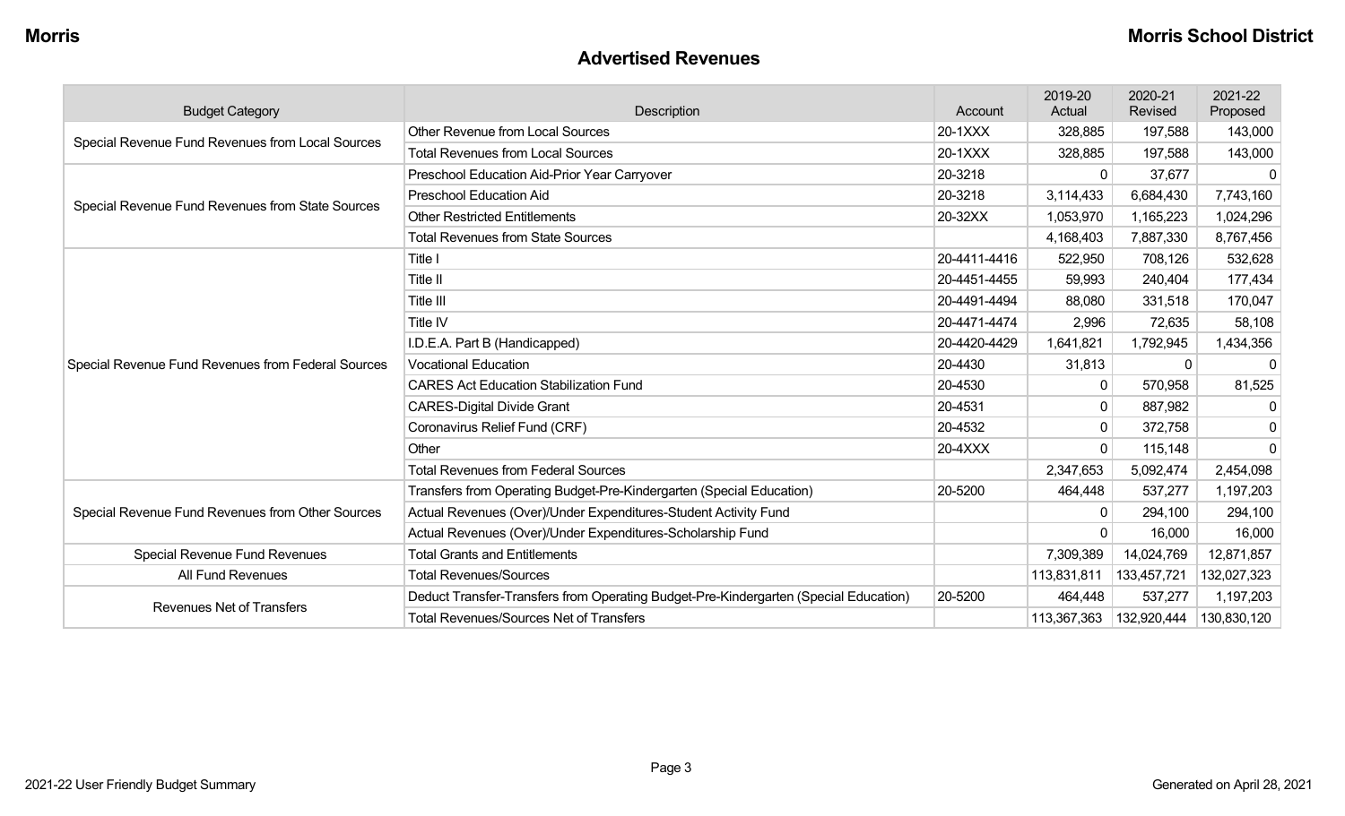## Advertised Revenues

| Budget Category | Description | Account | 2019-20 Actual | 2020-21 Revised | 2021-22 Proposed |
|---|---|---|---|---|---|
| Special Revenue Fund Revenues from Local Sources | Other Revenue from Local Sources | 20-1XXX | 328,885 | 197,588 | 143,000 |
| | Total Revenues from Local Sources | 20-1XXX | 328,885 | 197,588 | 143,000 |
| Special Revenue Fund Revenues from State Sources | Preschool Education Aid-Prior Year Carryover | 20-3218 | 0 | 37,677 | 0 |
| | Preschool Education Aid | 20-3218 | 3,114,433 | 6,684,430 | 7,743,160 |
| | Other Restricted Entitlements | 20-32XX | 1,053,970 | 1,165,223 | 1,024,296 |
| | Total Revenues from State Sources | | 4,168,403 | 7,887,330 | 8,767,456 |
| Special Revenue Fund Revenues from Federal Sources | Title I | 20-4411-4416 | 522,950 | 708,126 | 532,628 |
| | Title II | 20-4451-4455 | 59,993 | 240,404 | 177,434 |
| | Title III | 20-4491-4494 | 88,080 | 331,518 | 170,047 |
| | Title IV | 20-4471-4474 | 2,996 | 72,635 | 58,108 |
| | I.D.E.A. Part B (Handicapped) | 20-4420-4429 | 1,641,821 | 1,792,945 | 1,434,356 |
| | Vocational Education | 20-4430 | 31,813 | 0 | 0 |
| | CARES Act Education Stabilization Fund | 20-4530 | 0 | 570,958 | 81,525 |
| | CARES-Digital Divide Grant | 20-4531 | 0 | 887,982 | 0 |
| | Coronavirus Relief Fund (CRF) | 20-4532 | 0 | 372,758 | 0 |
| | Other | 20-4XXX | 0 | 115,148 | 0 |
| | Total Revenues from Federal Sources | | 2,347,653 | 5,092,474 | 2,454,098 |
| Special Revenue Fund Revenues from Other Sources | Transfers from Operating Budget-Pre-Kindergarten (Special Education) | 20-5200 | 464,448 | 537,277 | 1,197,203 |
| | Actual Revenues (Over)/Under Expenditures-Student Activity Fund | | 0 | 294,100 | 294,100 |
| | Actual Revenues (Over)/Under Expenditures-Scholarship Fund | | 0 | 16,000 | 16,000 |
| Special Revenue Fund Revenues | Total Grants and Entitlements | | 7,309,389 | 14,024,769 | 12,871,857 |
| All Fund Revenues | Total Revenues/Sources | | 113,831,811 | 133,457,721 | 132,027,323 |
| Revenues Net of Transfers | Deduct Transfer-Transfers from Operating Budget-Pre-Kindergarten (Special Education) | 20-5200 | 464,448 | 537,277 | 1,197,203 |
| | Total Revenues/Sources Net of Transfers | | 113,367,363 | 132,920,444 | 130,830,120 |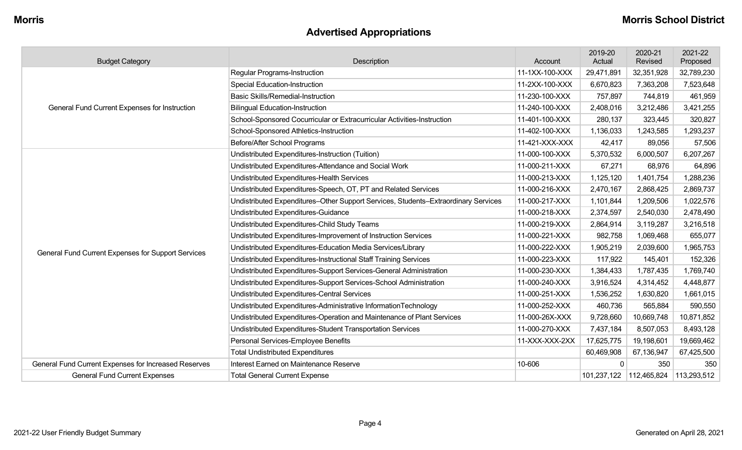# Advertised Appropriations

| Budget Category | Description | Account | 2019-20 Actual | 2020-21 Revised | 2021-22 Proposed |
|---|---|---|---|---|---|
| General Fund Current Expenses for Instruction | Regular Programs-Instruction | 11-1XX-100-XXX | 29,471,891 | 32,351,928 | 32,789,230 |
| | Special Education-Instruction | 11-2XX-100-XXX | 6,670,823 | 7,363,208 | 7,523,648 |
| | Basic Skills/Remedial-Instruction | 11-230-100-XXX | 757,897 | 744,819 | 461,959 |
| | Bilingual Education-Instruction | 11-240-100-XXX | 2,408,016 | 3,212,486 | 3,421,255 |
| | School-Sponsored Cocurricular or Extracurricular Activities-Instruction | 11-401-100-XXX | 280,137 | 323,445 | 320,827 |
| | School-Sponsored Athletics-Instruction | 11-402-100-XXX | 1,136,033 | 1,243,585 | 1,293,237 |
| | Before/After School Programs | 11-421-XXX-XXX | 42,417 | 89,056 | 57,506 |
| General Fund Current Expenses for Support Services | Undistributed Expenditures-Instruction (Tuition) | 11-000-100-XXX | 5,370,532 | 6,000,507 | 6,207,267 |
| | Undistributed Expenditures-Attendance and Social Work | 11-000-211-XXX | 67,271 | 68,976 | 64,896 |
| | Undistributed Expenditures-Health Services | 11-000-213-XXX | 1,125,120 | 1,401,754 | 1,288,236 |
| | Undistributed Expenditures-Speech, OT, PT and Related Services | 11-000-216-XXX | 2,470,167 | 2,868,425 | 2,869,737 |
| | Undistributed Expenditures–Other Support Services, Students–Extraordinary Services | 11-000-217-XXX | 1,101,844 | 1,209,506 | 1,022,576 |
| | Undistributed Expenditures-Guidance | 11-000-218-XXX | 2,374,597 | 2,540,030 | 2,478,490 |
| | Undistributed Expenditures-Child Study Teams | 11-000-219-XXX | 2,864,914 | 3,119,287 | 3,216,518 |
| | Undistributed Expenditures-Improvement of Instruction Services | 11-000-221-XXX | 982,758 | 1,069,468 | 655,077 |
| | Undistributed Expenditures-Education Media Services/Library | 11-000-222-XXX | 1,905,219 | 2,039,600 | 1,965,753 |
| | Undistributed Expenditures-Instructional Staff Training Services | 11-000-223-XXX | 117,922 | 145,401 | 152,326 |
| | Undistributed Expenditures-Support Services-General Administration | 11-000-230-XXX | 1,384,433 | 1,787,435 | 1,769,740 |
| | Undistributed Expenditures-Support Services-School Administration | 11-000-240-XXX | 3,916,524 | 4,314,452 | 4,448,877 |
| | Undistributed Expenditures-Central Services | 11-000-251-XXX | 1,536,252 | 1,630,820 | 1,661,015 |
| | Undistributed Expenditures-Administrative InformationTechnology | 11-000-252-XXX | 460,736 | 565,884 | 590,550 |
| | Undistributed Expenditures-Operation and Maintenance of Plant Services | 11-000-26X-XXX | 9,728,660 | 10,669,748 | 10,871,852 |
| | Undistributed Expenditures-Student Transportation Services | 11-000-270-XXX | 7,437,184 | 8,507,053 | 8,493,128 |
| | Personal Services-Employee Benefits | 11-XXX-XXX-2XX | 17,625,775 | 19,198,601 | 19,669,462 |
| | Total Undistributed Expenditures | | 60,469,908 | 67,136,947 | 67,425,500 |
| General Fund Current Expenses for Increased Reserves | Interest Earned on Maintenance Reserve | 10-606 | 0 | 350 | 350 |
| General Fund Current Expenses | Total General Current Expense | | 101,237,122 | 112,465,824 | 113,293,512 |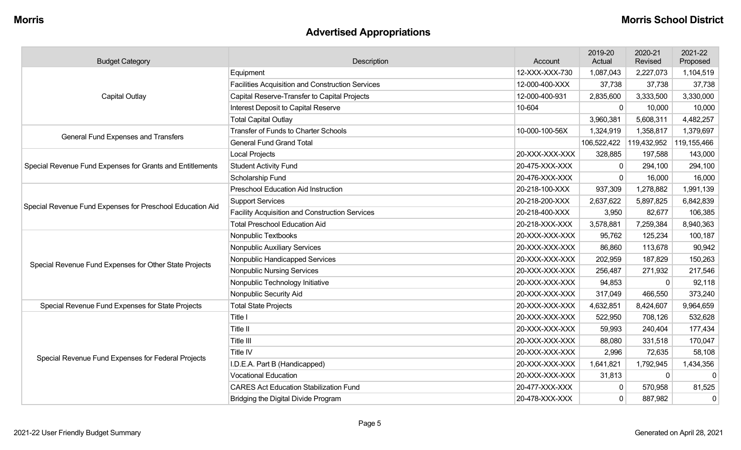## Advertised Appropriations

| Budget Category | Description | Account | 2019-20 Actual | 2020-21 Revised | 2021-22 Proposed |
|---|---|---|---|---|---|
| Capital Outlay | Equipment | 12-XXX-XXX-730 | 1,087,043 | 2,227,073 | 1,104,519 |
| | Facilities Acquisition and Construction Services | 12-000-400-XXX | 37,738 | 37,738 | 37,738 |
| | Capital Reserve-Transfer to Capital Projects | 12-000-400-931 | 2,835,600 | 3,333,500 | 3,330,000 |
| | Interest Deposit to Capital Reserve | 10-604 | 0 | 10,000 | 10,000 |
| | Total Capital Outlay | | 3,960,381 | 5,608,311 | 4,482,257 |
| General Fund Expenses and Transfers | Transfer of Funds to Charter Schools | 10-000-100-56X | 1,324,919 | 1,358,817 | 1,379,697 |
| | General Fund Grand Total | | 106,522,422 | 119,432,952 | 119,155,466 |
| Special Revenue Fund Expenses for Grants and Entitlements | Local Projects | 20-XXX-XXX-XXX | 328,885 | 197,588 | 143,000 |
| | Student Activity Fund | 20-475-XXX-XXX | 0 | 294,100 | 294,100 |
| | Scholarship Fund | 20-476-XXX-XXX | 0 | 16,000 | 16,000 |
| Special Revenue Fund Expenses for Preschool Education Aid | Preschool Education Aid Instruction | 20-218-100-XXX | 937,309 | 1,278,882 | 1,991,139 |
| | Support Services | 20-218-200-XXX | 2,637,622 | 5,897,825 | 6,842,839 |
| | Facility Acquisition and Construction Services | 20-218-400-XXX | 3,950 | 82,677 | 106,385 |
| | Total Preschool Education Aid | 20-218-XXX-XXX | 3,578,881 | 7,259,384 | 8,940,363 |
| Special Revenue Fund Expenses for Other State Projects | Nonpublic Textbooks | 20-XXX-XXX-XXX | 95,762 | 125,234 | 100,187 |
| | Nonpublic Auxiliary Services | 20-XXX-XXX-XXX | 86,860 | 113,678 | 90,942 |
| | Nonpublic Handicapped Services | 20-XXX-XXX-XXX | 202,959 | 187,829 | 150,263 |
| | Nonpublic Nursing Services | 20-XXX-XXX-XXX | 256,487 | 271,932 | 217,546 |
| | Nonpublic Technology Initiative | 20-XXX-XXX-XXX | 94,853 | 0 | 92,118 |
| | Nonpublic Security Aid | 20-XXX-XXX-XXX | 317,049 | 466,550 | 373,240 |
| Special Revenue Fund Expenses for State Projects | Total State Projects | 20-XXX-XXX-XXX | 4,632,851 | 8,424,607 | 9,964,659 |
| Special Revenue Fund Expenses for Federal Projects | Title I | 20-XXX-XXX-XXX | 522,950 | 708,126 | 532,628 |
| | Title II | 20-XXX-XXX-XXX | 59,993 | 240,404 | 177,434 |
| | Title III | 20-XXX-XXX-XXX | 88,080 | 331,518 | 170,047 |
| | Title IV | 20-XXX-XXX-XXX | 2,996 | 72,635 | 58,108 |
| | I.D.E.A. Part B (Handicapped) | 20-XXX-XXX-XXX | 1,641,821 | 1,792,945 | 1,434,356 |
| | Vocational Education | 20-XXX-XXX-XXX | 31,813 | 0 | 0 |
| | CARES Act Education Stabilization Fund | 20-477-XXX-XXX | 0 | 570,958 | 81,525 |
| | Bridging the Digital Divide Program | 20-478-XXX-XXX | 0 | 887,982 | 0 |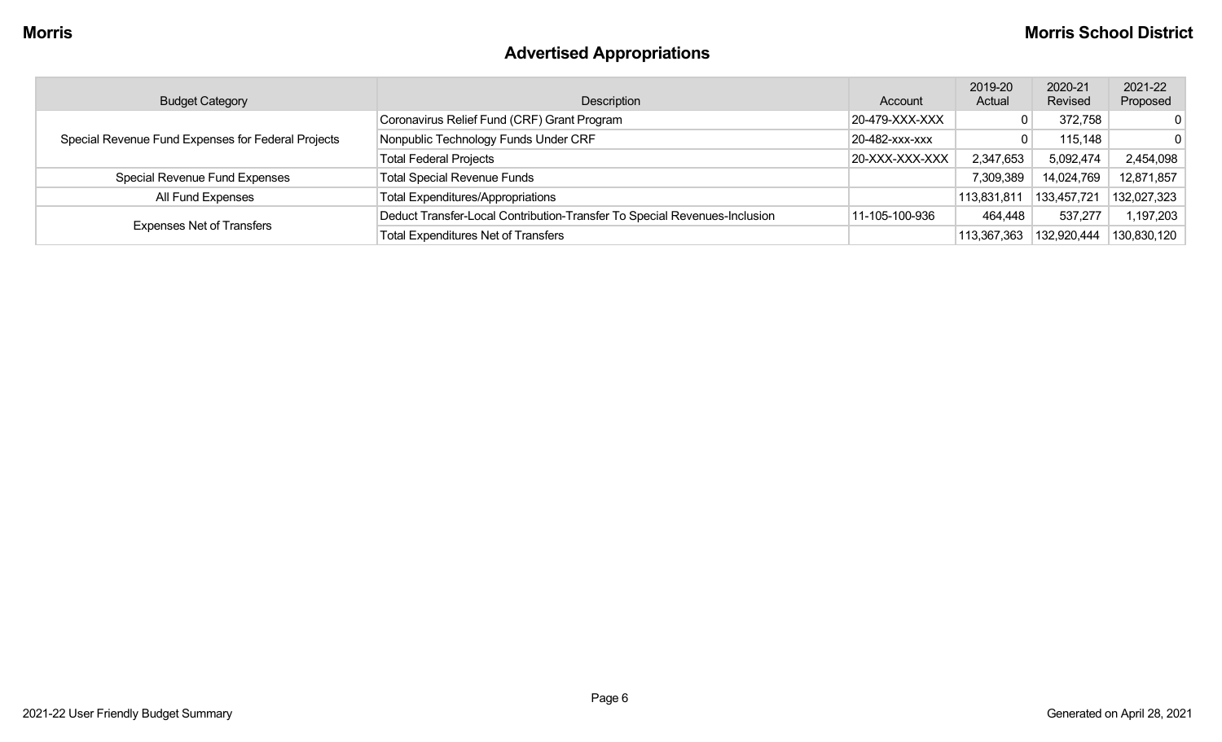## Advertised Appropriations

| Budget Category | Description | Account | 2019-20 Actual | 2020-21 Revised | 2021-22 Proposed |
|---|---|---|---|---|---|
| Special Revenue Fund Expenses for Federal Projects | Coronavirus Relief Fund (CRF) Grant Program | 20-479-XXX-XXX | 0 | 372,758 | 0 |
| | Nonpublic Technology Funds Under CRF | 20-482-xxx-xxx | 0 | 115,148 | 0 |
| | Total Federal Projects | 20-XXX-XXX-XXX | 2,347,653 | 5,092,474 | 2,454,098 |
| Special Revenue Fund Expenses | Total Special Revenue Funds | | 7,309,389 | 14,024,769 | 12,871,857 |
| All Fund Expenses | Total Expenditures/Appropriations | | 113,831,811 | 133,457,721 | 132,027,323 |
| Expenses Net of Transfers | Deduct Transfer-Local Contribution-Transfer To Special Revenues-Inclusion | 11-105-100-936 | 464,448 | 537,277 | 1,197,203 |
| | Total Expenditures Net of Transfers | | 113,367,363 | 132,920,444 | 130,830,120 |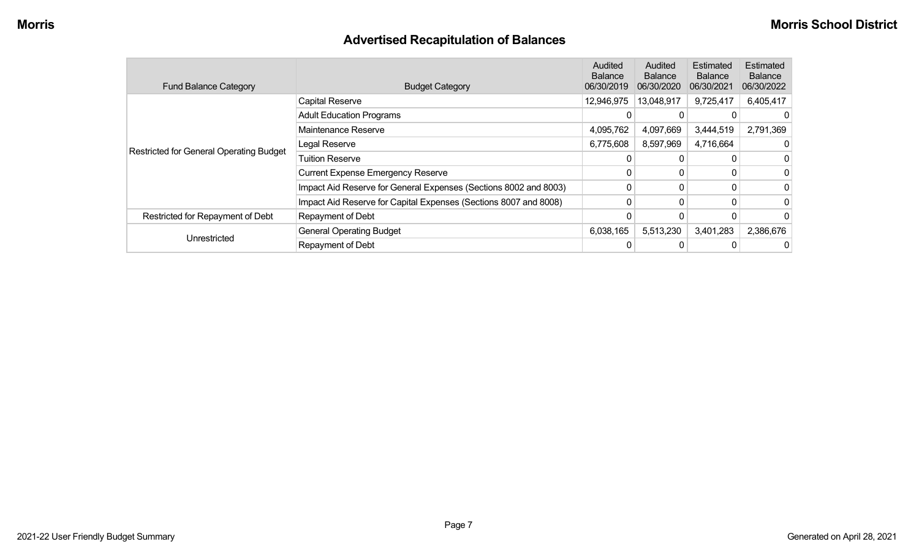## Advertised Recapitulation of Balances

| Fund Balance Category | Budget Category | Audited Balance 06/30/2019 | Audited Balance 06/30/2020 | Estimated Balance 06/30/2021 | Estimated Balance 06/30/2022 |
|---|---|---|---|---|---|
| Restricted for General Operating Budget | Capital Reserve | 12,946,975 | 13,048,917 | 9,725,417 | 6,405,417 |
| | Adult Education Programs | 0 | 0 | 0 | 0 |
| | Maintenance Reserve | 4,095,762 | 4,097,669 | 3,444,519 | 2,791,369 |
| | Legal Reserve | 6,775,608 | 8,597,969 | 4,716,664 | 0 |
| | Tuition Reserve | 0 | 0 | 0 | 0 |
| | Current Expense Emergency Reserve | 0 | 0 | 0 | 0 |
| | Impact Aid Reserve for General Expenses (Sections 8002 and 8003) | 0 | 0 | 0 | 0 |
| | Impact Aid Reserve for Capital Expenses (Sections 8007 and 8008) | 0 | 0 | 0 | 0 |
| Restricted for Repayment of Debt | Repayment of Debt | 0 | 0 | 0 | 0 |
| Unrestricted | General Operating Budget | 6,038,165 | 5,513,230 | 3,401,283 | 2,386,676 |
| | Repayment of Debt | 0 | 0 | 0 | 0 |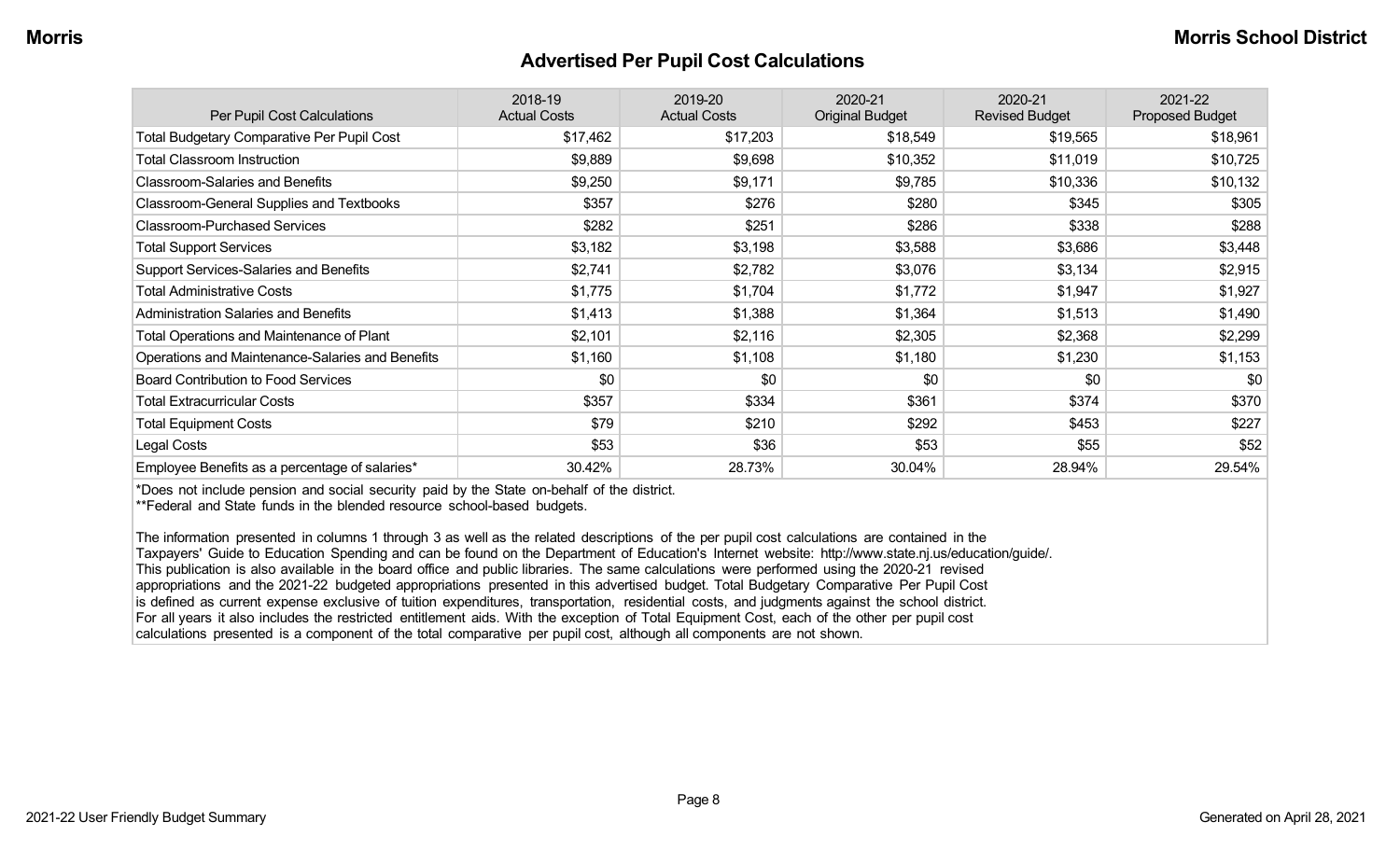## Advertised Per Pupil Cost Calculations

| Per Pupil Cost Calculations | 2018-19 Actual Costs | 2019-20 Actual Costs | 2020-21 Original Budget | 2020-21 Revised Budget | 2021-22 Proposed Budget |
|---|---|---|---|---|---|
| Total Budgetary Comparative Per Pupil Cost | $17,462 | $17,203 | $18,549 | $19,565 | $18,961 |
| Total Classroom Instruction | $9,889 | $9,698 | $10,352 | $11,019 | $10,725 |
| Classroom-Salaries and Benefits | $9,250 | $9,171 | $9,785 | $10,336 | $10,132 |
| Classroom-General Supplies and Textbooks | $357 | $276 | $280 | $345 | $305 |
| Classroom-Purchased Services | $282 | $251 | $286 | $338 | $288 |
| Total Support Services | $3,182 | $3,198 | $3,588 | $3,686 | $3,448 |
| Support Services-Salaries and Benefits | $2,741 | $2,782 | $3,076 | $3,134 | $2,915 |
| Total Administrative Costs | $1,775 | $1,704 | $1,772 | $1,947 | $1,927 |
| Administration Salaries and Benefits | $1,413 | $1,388 | $1,364 | $1,513 | $1,490 |
| Total Operations and Maintenance of Plant | $2,101 | $2,116 | $2,305 | $2,368 | $2,299 |
| Operations and Maintenance-Salaries and Benefits | $1,160 | $1,108 | $1,180 | $1,230 | $1,153 |
| Board Contribution to Food Services | $0 | $0 | $0 | $0 | $0 |
| Total Extracurricular Costs | $357 | $334 | $361 | $374 | $370 |
| Total Equipment Costs | $79 | $210 | $292 | $453 | $227 |
| Legal Costs | $53 | $36 | $53 | $55 | $52 |
| Employee Benefits as a percentage of salaries* | 30.42% | 28.73% | 30.04% | 28.94% | 29.54% |

*Does not include pension and social security paid by the State on-behalf of the district.
**Federal and State funds in the blended resource school-based budgets.

The information presented in columns 1 through 3 as well as the related descriptions of the per pupil cost calculations are contained in the Taxpayers' Guide to Education Spending and can be found on the Department of Education's Internet website: http://www.state.nj.us/education/guide/. This publication is also available in the board office and public libraries. The same calculations were performed using the 2020-21 revised appropriations and the 2021-22 budgeted appropriations presented in this advertised budget. Total Budgetary Comparative Per Pupil Cost is defined as current expense exclusive of tuition expenditures, transportation, residential costs, and judgments against the school district. For all years it also includes the restricted entitlement aids. With the exception of Total Equipment Cost, each of the other per pupil cost calculations presented is a component of the total comparative per pupil cost, although all components are not shown.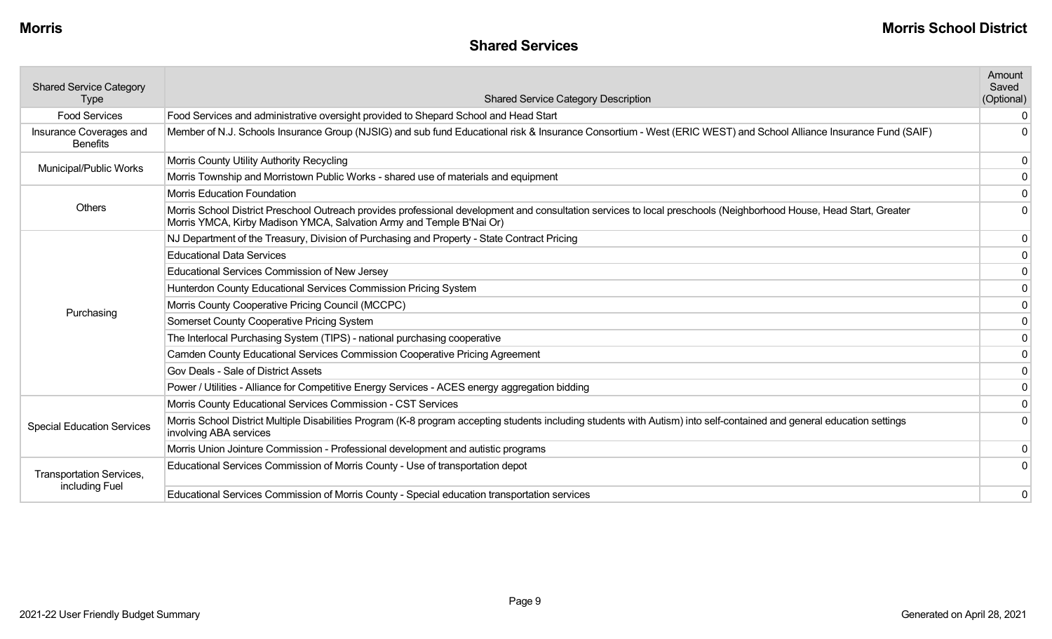## Shared Services

| Shared Service Category Type | Shared Service Category Description | Amount Saved (Optional) |
|---|---|---|
| Food Services | Food Services and administrative oversight provided to Shepard School and Head Start | 0 |
| Insurance Coverages and Benefits | Member of N.J. Schools Insurance Group (NJSIG) and sub fund Educational risk & Insurance Consortium - West (ERIC WEST) and School Alliance Insurance Fund (SAIF) | 0 |
| Municipal/Public Works | Morris County Utility Authority Recycling | 0 |
| | Morris Township and Morristown Public Works - shared use of materials and equipment | 0 |
| Others | Morris Education Foundation | 0 |
| | Morris School District Preschool Outreach provides professional development and consultation services to local preschools (Neighborhood House, Head Start, Greater Morris YMCA, Kirby Madison YMCA, Salvation Army and Temple B'Nai Or) | 0 |
| Purchasing | NJ Department of the Treasury, Division of Purchasing and Property - State Contract Pricing | 0 |
| | Educational Data Services | 0 |
| | Educational Services Commission of New Jersey | 0 |
| | Hunterdon County Educational Services Commission Pricing System | 0 |
| | Morris County Cooperative Pricing Council (MCCPC) | 0 |
| | Somerset County Cooperative Pricing System | 0 |
| | The Interlocal Purchasing System (TIPS) - national purchasing cooperative | 0 |
| | Camden County Educational Services Commission Cooperative Pricing Agreement | 0 |
| | Gov Deals - Sale of District Assets | 0 |
| | Power / Utilities - Alliance for Competitive Energy Services - ACES energy aggregation bidding | 0 |
| Special Education Services | Morris County Educational Services Commission - CST Services | 0 |
| | Morris School District Multiple Disabilities Program (K-8 program accepting students including students with Autism) into self-contained and general education settings involving ABA services | 0 |
| | Morris Union Jointure Commission - Professional development and autistic programs | 0 |
| Transportation Services, including Fuel | Educational Services Commission of Morris County - Use of transportation depot | 0 |
| | Educational Services Commission of Morris County - Special education transportation services | 0 |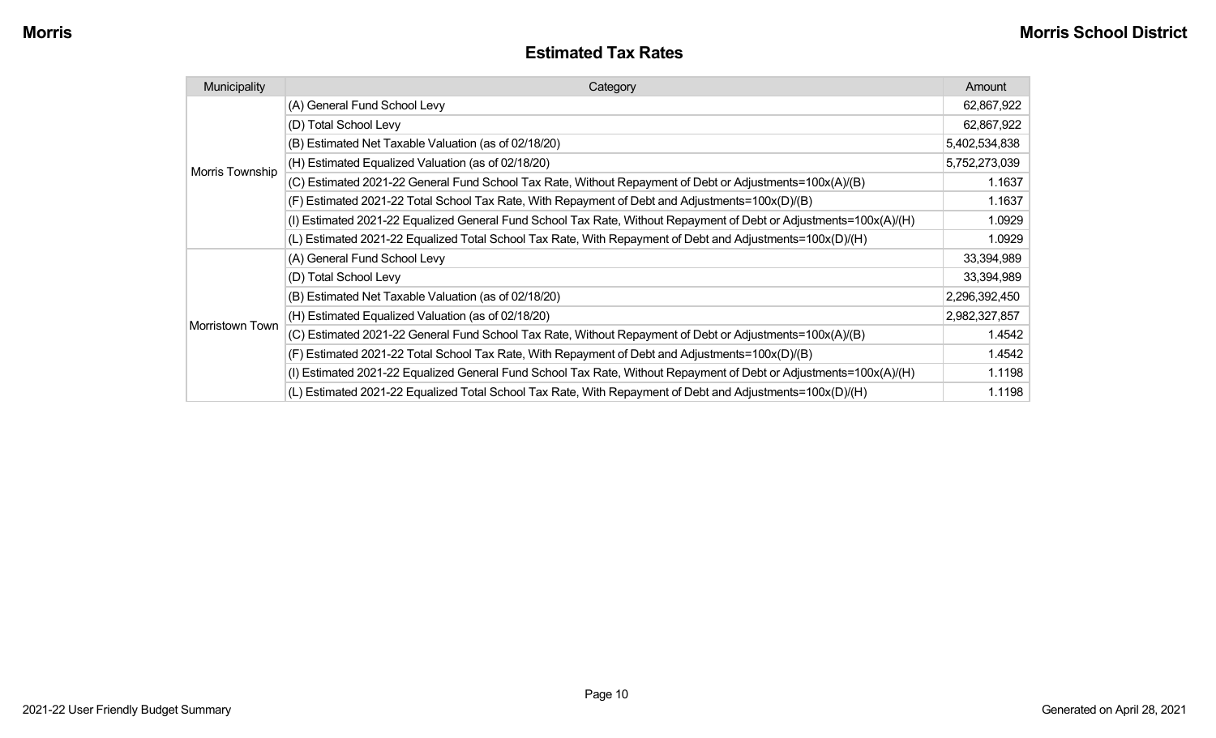## Estimated Tax Rates

| Municipality | Category | Amount |
|---|---|---|
| Morris Township | (A) General Fund School Levy | 62,867,922 |
| | (D) Total School Levy | 62,867,922 |
| | (B) Estimated Net Taxable Valuation (as of 02/18/20) | 5,402,534,838 |
| | (H) Estimated Equalized Valuation (as of 02/18/20) | 5,752,273,039 |
| | (C) Estimated 2021-22 General Fund School Tax Rate, Without Repayment of Debt or Adjustments=100x(A)/(B) | 1.1637 |
| | (F) Estimated 2021-22 Total School Tax Rate, With Repayment of Debt and Adjustments=100x(D)/(B) | 1.1637 |
| | (I) Estimated 2021-22 Equalized General Fund School Tax Rate, Without Repayment of Debt or Adjustments=100x(A)/(H) | 1.0929 |
| | (L) Estimated 2021-22 Equalized Total School Tax Rate, With Repayment of Debt and Adjustments=100x(D)/(H) | 1.0929 |
| Morristown Town | (A) General Fund School Levy | 33,394,989 |
| | (D) Total School Levy | 33,394,989 |
| | (B) Estimated Net Taxable Valuation (as of 02/18/20) | 2,296,392,450 |
| | (H) Estimated Equalized Valuation (as of 02/18/20) | 2,982,327,857 |
| | (C) Estimated 2021-22 General Fund School Tax Rate, Without Repayment of Debt or Adjustments=100x(A)/(B) | 1.4542 |
| | (F) Estimated 2021-22 Total School Tax Rate, With Repayment of Debt and Adjustments=100x(D)/(B) | 1.4542 |
| | (I) Estimated 2021-22 Equalized General Fund School Tax Rate, Without Repayment of Debt or Adjustments=100x(A)/(H) | 1.1198 |
| | (L) Estimated 2021-22 Equalized Total School Tax Rate, With Repayment of Debt and Adjustments=100x(D)/(H) | 1.1198 |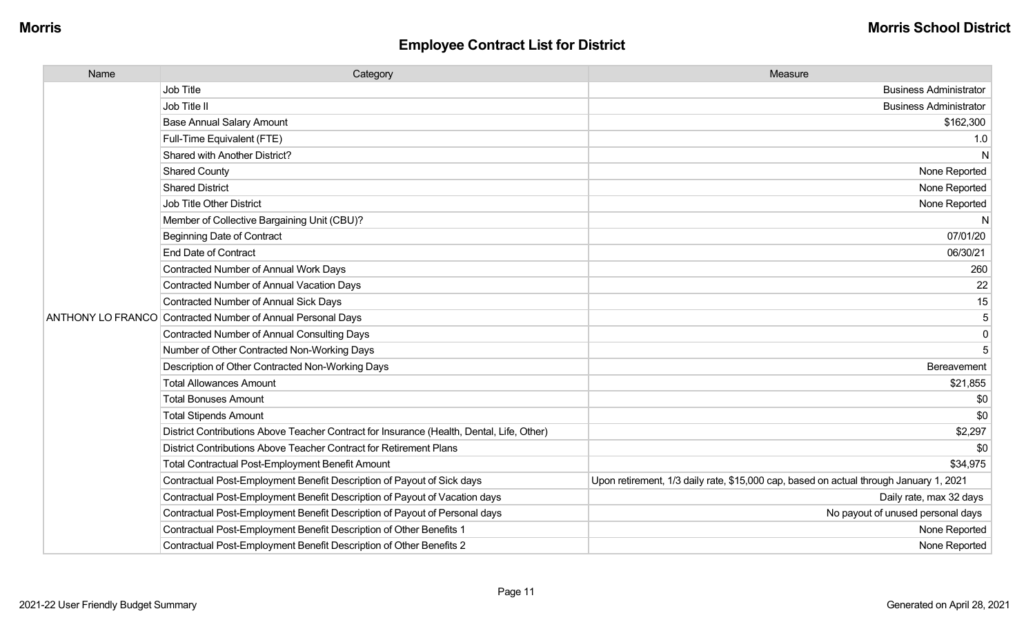## Employee Contract List for District

| Name | Category | Measure |
|---|---|---|
| ANTHONY LO FRANCO | Job Title | Business Administrator |
| | Job Title II | Business Administrator |
| | Base Annual Salary Amount | $162,300 |
| | Full-Time Equivalent (FTE) | 1.0 |
| | Shared with Another District? | N |
| | Shared County | None Reported |
| | Shared District | None Reported |
| | Job Title Other District | None Reported |
| | Member of Collective Bargaining Unit (CBU)? | N |
| | Beginning Date of Contract | 07/01/20 |
| | End Date of Contract | 06/30/21 |
| | Contracted Number of Annual Work Days | 260 |
| | Contracted Number of Annual Vacation Days | 22 |
| | Contracted Number of Annual Sick Days | 15 |
| | Contracted Number of Annual Personal Days | 5 |
| | Contracted Number of Annual Consulting Days | 0 |
| | Number of Other Contracted Non-Working Days | 5 |
| | Description of Other Contracted Non-Working Days | Bereavement |
| | Total Allowances Amount | $21,855 |
| | Total Bonuses Amount | $0 |
| | Total Stipends Amount | $0 |
| | District Contributions Above Teacher Contract for Insurance (Health, Dental, Life, Other) | $2,297 |
| | District Contributions Above Teacher Contract for Retirement Plans | $0 |
| | Total Contractual Post-Employment Benefit Amount | $34,975 |
| | Contractual Post-Employment Benefit Description of Payout of Sick days | Upon retirement, 1/3 daily rate, $15,000 cap, based on actual through January 1, 2021 |
| | Contractual Post-Employment Benefit Description of Payout of Vacation days | Daily rate, max 32 days |
| | Contractual Post-Employment Benefit Description of Payout of Personal days | No payout of unused personal days |
| | Contractual Post-Employment Benefit Description of Other Benefits 1 | None Reported |
| | Contractual Post-Employment Benefit Description of Other Benefits 2 | None Reported |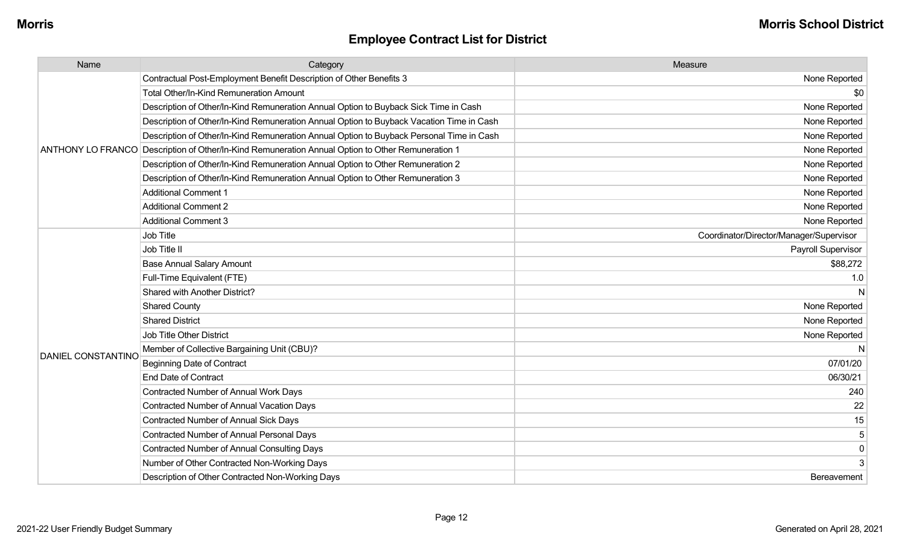## Employee Contract List for District

| Name | Category | Measure |
|---|---|---|
| ANTHONY LO FRANCO | Contractual Post-Employment Benefit Description of Other Benefits 3 | None Reported |
| | Total Other/In-Kind Remuneration Amount | $0 |
| | Description of Other/In-Kind Remuneration Annual Option to Buyback Sick Time in Cash | None Reported |
| | Description of Other/In-Kind Remuneration Annual Option to Buyback Vacation Time in Cash | None Reported |
| | Description of Other/In-Kind Remuneration Annual Option to Buyback Personal Time in Cash | None Reported |
| | Description of Other/In-Kind Remuneration Annual Option to Other Remuneration 1 | None Reported |
| | Description of Other/In-Kind Remuneration Annual Option to Other Remuneration 2 | None Reported |
| | Description of Other/In-Kind Remuneration Annual Option to Other Remuneration 3 | None Reported |
| | Additional Comment 1 | None Reported |
| | Additional Comment 2 | None Reported |
| | Additional Comment 3 | None Reported |
| DANIEL CONSTANTINO | Job Title | Coordinator/Director/Manager/Supervisor |
| | Job Title II | Payroll Supervisor |
| | Base Annual Salary Amount | $88,272 |
| | Full-Time Equivalent (FTE) | 1.0 |
| | Shared with Another District? | N |
| | Shared County | None Reported |
| | Shared District | None Reported |
| | Job Title Other District | None Reported |
| | Member of Collective Bargaining Unit (CBU)? | N |
| | Beginning Date of Contract | 07/01/20 |
| | End Date of Contract | 06/30/21 |
| | Contracted Number of Annual Work Days | 240 |
| | Contracted Number of Annual Vacation Days | 22 |
| | Contracted Number of Annual Sick Days | 15 |
| | Contracted Number of Annual Personal Days | 5 |
| | Contracted Number of Annual Consulting Days | 0 |
| | Number of Other Contracted Non-Working Days | 3 |
| | Description of Other Contracted Non-Working Days | Bereavement |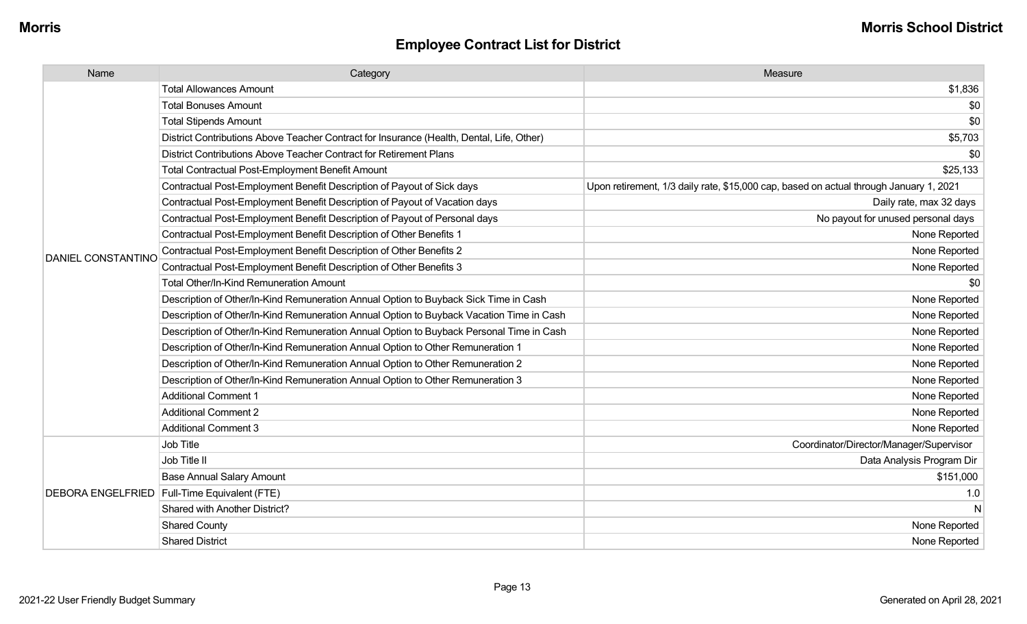## Employee Contract List for District

| Name | Category | Measure |
|---|---|---|
| DANIEL CONSTANTINO | Total Allowances Amount | $1,836 |
| | Total Bonuses Amount | $0 |
| | Total Stipends Amount | $0 |
| | District Contributions Above Teacher Contract for Insurance (Health, Dental, Life, Other) | $5,703 |
| | District Contributions Above Teacher Contract for Retirement Plans | $0 |
| | Total Contractual Post-Employment Benefit Amount | $25,133 |
| | Contractual Post-Employment Benefit Description of Payout of Sick days | Upon retirement, 1/3 daily rate, $15,000 cap, based on actual through January 1, 2021 |
| | Contractual Post-Employment Benefit Description of Payout of Vacation days | Daily rate, max 32 days |
| | Contractual Post-Employment Benefit Description of Payout of Personal days | No payout for unused personal days |
| | Contractual Post-Employment Benefit Description of Other Benefits 1 | None Reported |
| | Contractual Post-Employment Benefit Description of Other Benefits 2 | None Reported |
| | Contractual Post-Employment Benefit Description of Other Benefits 3 | None Reported |
| | Total Other/In-Kind Remuneration Amount | $0 |
| | Description of Other/In-Kind Remuneration Annual Option to Buyback Sick Time in Cash | None Reported |
| | Description of Other/In-Kind Remuneration Annual Option to Buyback Vacation Time in Cash | None Reported |
| | Description of Other/In-Kind Remuneration Annual Option to Buyback Personal Time in Cash | None Reported |
| | Description of Other/In-Kind Remuneration Annual Option to Other Remuneration 1 | None Reported |
| | Description of Other/In-Kind Remuneration Annual Option to Other Remuneration 2 | None Reported |
| | Description of Other/In-Kind Remuneration Annual Option to Other Remuneration 3 | None Reported |
| | Additional Comment 1 | None Reported |
| | Additional Comment 2 | None Reported |
| | Additional Comment 3 | None Reported |
| DEBORA ENGELFRIED | Job Title | Coordinator/Director/Manager/Supervisor |
| | Job Title II | Data Analysis Program Dir |
| | Base Annual Salary Amount | $151,000 |
| | Full-Time Equivalent (FTE) | 1.0 |
| | Shared with Another District? | N |
| | Shared County | None Reported |
| | Shared District | None Reported |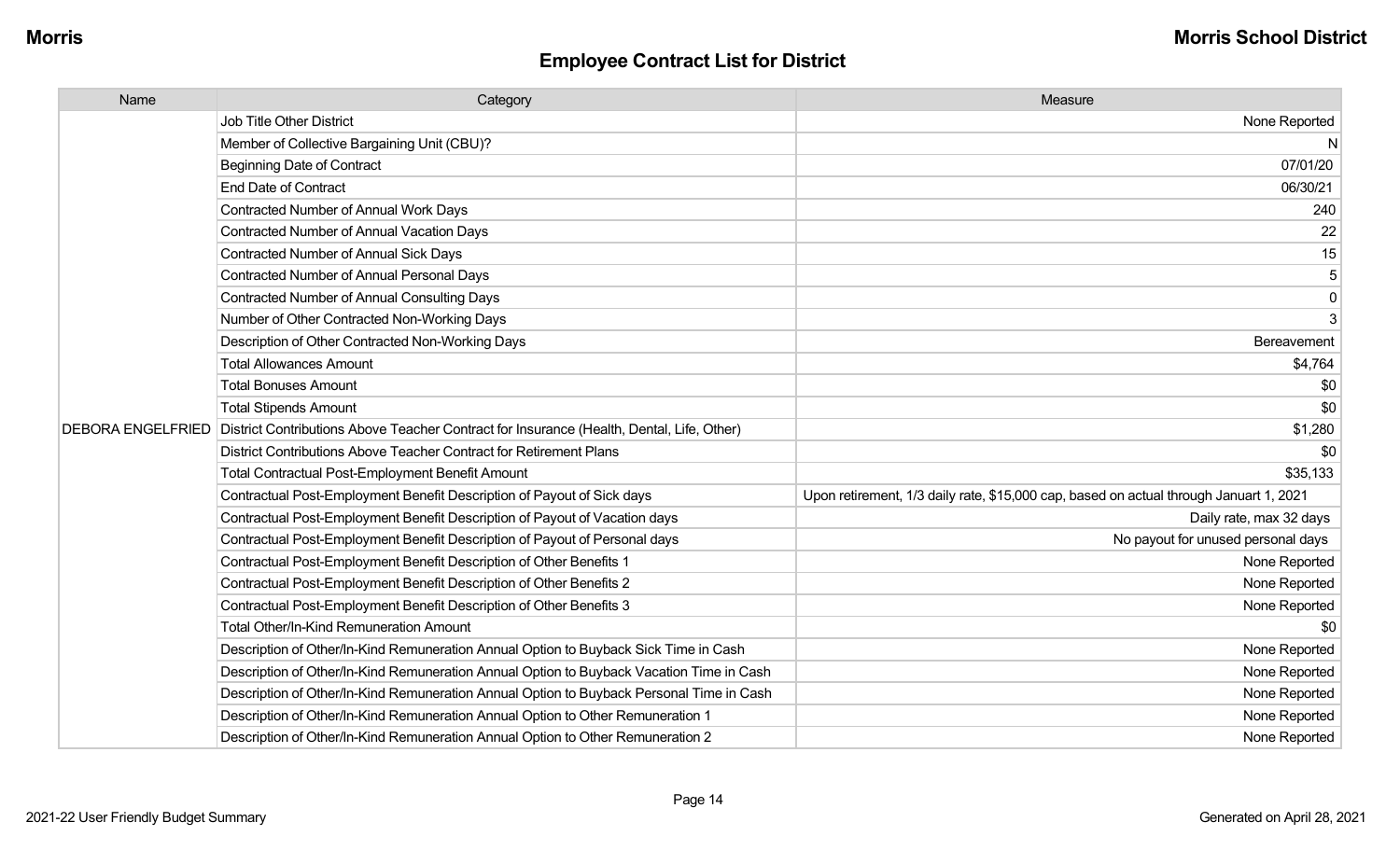## Employee Contract List for District

| Name | Category | Measure |
|---|---|---|
| DEBORA ENGELFRIED | Job Title Other District | None Reported |
| | Member of Collective Bargaining Unit (CBU)? | N |
| | Beginning Date of Contract | 07/01/20 |
| | End Date of Contract | 06/30/21 |
| | Contracted Number of Annual Work Days | 240 |
| | Contracted Number of Annual Vacation Days | 22 |
| | Contracted Number of Annual Sick Days | 15 |
| | Contracted Number of Annual Personal Days | 5 |
| | Contracted Number of Annual Consulting Days | 0 |
| | Number of Other Contracted Non-Working Days | 3 |
| | Description of Other Contracted Non-Working Days | Bereavement |
| | Total Allowances Amount | $4,764 |
| | Total Bonuses Amount | $0 |
| | Total Stipends Amount | $0 |
| | District Contributions Above Teacher Contract for Insurance (Health, Dental, Life, Other) | $1,280 |
| | District Contributions Above Teacher Contract for Retirement Plans | $0 |
| | Total Contractual Post-Employment Benefit Amount | $35,133 |
| | Contractual Post-Employment Benefit Description of Payout of Sick days | Upon retirement, 1/3 daily rate, $15,000 cap, based on actual through Januart 1, 2021 |
| | Contractual Post-Employment Benefit Description of Payout of Vacation days | Daily rate, max 32 days |
| | Contractual Post-Employment Benefit Description of Payout of Personal days | No payout for unused personal days |
| | Contractual Post-Employment Benefit Description of Other Benefits 1 | None Reported |
| | Contractual Post-Employment Benefit Description of Other Benefits 2 | None Reported |
| | Contractual Post-Employment Benefit Description of Other Benefits 3 | None Reported |
| | Total Other/In-Kind Remuneration Amount | $0 |
| | Description of Other/In-Kind Remuneration Annual Option to Buyback Sick Time in Cash | None Reported |
| | Description of Other/In-Kind Remuneration Annual Option to Buyback Vacation Time in Cash | None Reported |
| | Description of Other/In-Kind Remuneration Annual Option to Buyback Personal Time in Cash | None Reported |
| | Description of Other/In-Kind Remuneration Annual Option to Other Remuneration 1 | None Reported |
| | Description of Other/In-Kind Remuneration Annual Option to Other Remuneration 2 | None Reported |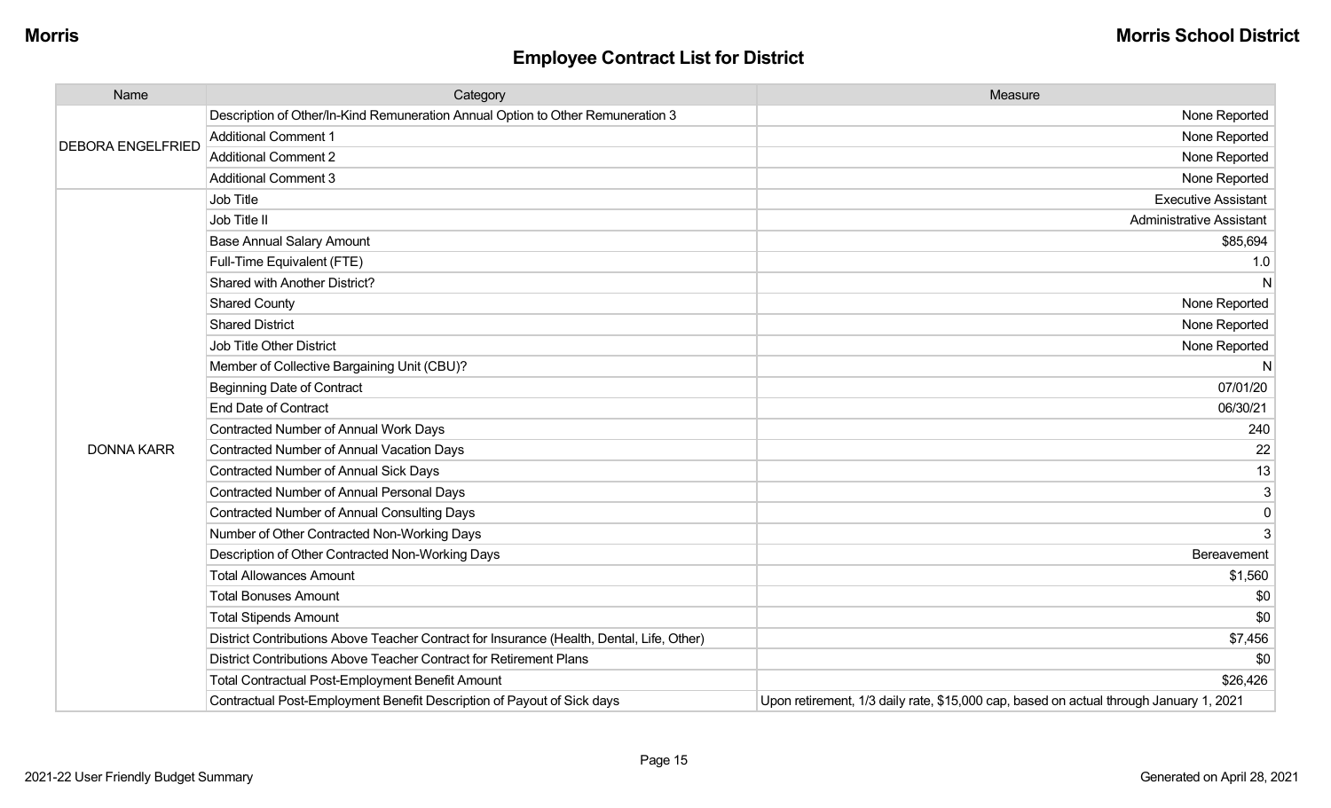## Employee Contract List for District

| Name | Category | Measure |
|---|---|---|
| DEBORA ENGELFRIED | Description of Other/In-Kind Remuneration Annual Option to Other Remuneration 3 | None Reported |
| | Additional Comment 1 | None Reported |
| | Additional Comment 2 | None Reported |
| | Additional Comment 3 | None Reported |
| DONNA KARR | Job Title | Executive Assistant |
| | Job Title II | Administrative Assistant |
| | Base Annual Salary Amount | $85,694 |
| | Full-Time Equivalent (FTE) | 1.0 |
| | Shared with Another District? | N |
| | Shared County | None Reported |
| | Shared District | None Reported |
| | Job Title Other District | None Reported |
| | Member of Collective Bargaining Unit (CBU)? | N |
| | Beginning Date of Contract | 07/01/20 |
| | End Date of Contract | 06/30/21 |
| | Contracted Number of Annual Work Days | 240 |
| | Contracted Number of Annual Vacation Days | 22 |
| | Contracted Number of Annual Sick Days | 13 |
| | Contracted Number of Annual Personal Days | 3 |
| | Contracted Number of Annual Consulting Days | 0 |
| | Number of Other Contracted Non-Working Days | 3 |
| | Description of Other Contracted Non-Working Days | Bereavement |
| | Total Allowances Amount | $1,560 |
| | Total Bonuses Amount | $0 |
| | Total Stipends Amount | $0 |
| | District Contributions Above Teacher Contract for Insurance (Health, Dental, Life, Other) | $7,456 |
| | District Contributions Above Teacher Contract for Retirement Plans | $0 |
| | Total Contractual Post-Employment Benefit Amount | $26,426 |
| | Contractual Post-Employment Benefit Description of Payout of Sick days | Upon retirement, 1/3 daily rate, $15,000 cap, based on actual through January 1, 2021 |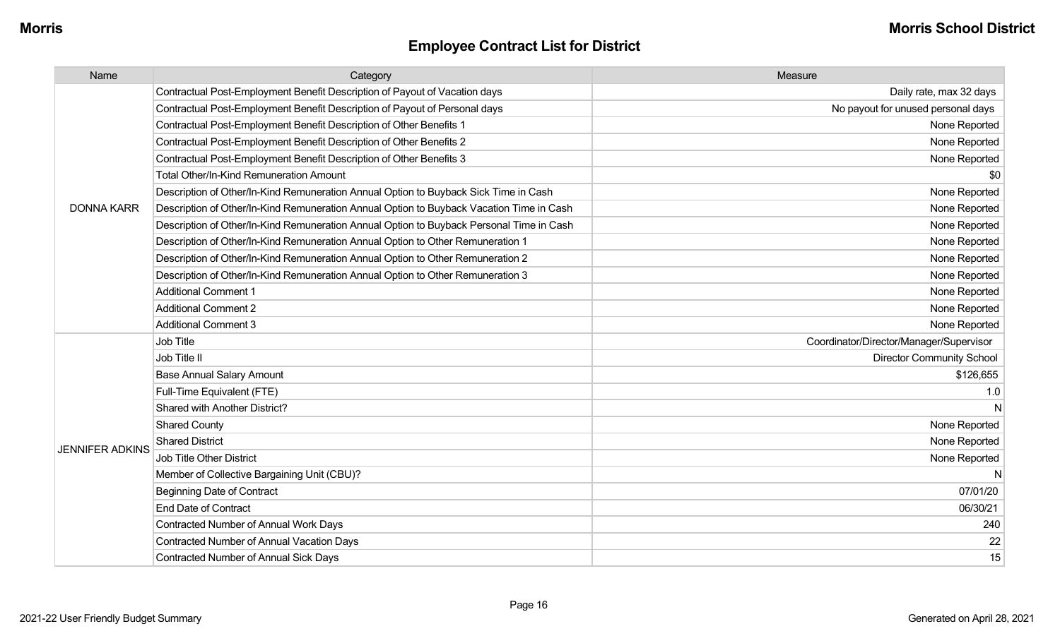## Employee Contract List for District

| Name | Category | Measure |
|---|---|---|
| DONNA KARR | Contractual Post-Employment Benefit Description of Payout of Vacation days | Daily rate, max 32 days |
| | Contractual Post-Employment Benefit Description of Payout of Personal days | No payout for unused personal days |
| | Contractual Post-Employment Benefit Description of Other Benefits 1 | None Reported |
| | Contractual Post-Employment Benefit Description of Other Benefits 2 | None Reported |
| | Contractual Post-Employment Benefit Description of Other Benefits 3 | None Reported |
| | Total Other/In-Kind Remuneration Amount | $0 |
| | Description of Other/In-Kind Remuneration Annual Option to Buyback Sick Time in Cash | None Reported |
| | Description of Other/In-Kind Remuneration Annual Option to Buyback Vacation Time in Cash | None Reported |
| | Description of Other/In-Kind Remuneration Annual Option to Buyback Personal Time in Cash | None Reported |
| | Description of Other/In-Kind Remuneration Annual Option to Other Remuneration 1 | None Reported |
| | Description of Other/In-Kind Remuneration Annual Option to Other Remuneration 2 | None Reported |
| | Description of Other/In-Kind Remuneration Annual Option to Other Remuneration 3 | None Reported |
| | Additional Comment 1 | None Reported |
| | Additional Comment 2 | None Reported |
| | Additional Comment 3 | None Reported |
| JENNIFER ADKINS | Job Title | Coordinator/Director/Manager/Supervisor |
| | Job Title II | Director Community School |
| | Base Annual Salary Amount | $126,655 |
| | Full-Time Equivalent (FTE) | 1.0 |
| | Shared with Another District? | N |
| | Shared County | None Reported |
| | Shared District | None Reported |
| | Job Title Other District | None Reported |
| | Member of Collective Bargaining Unit (CBU)? | N |
| | Beginning Date of Contract | 07/01/20 |
| | End Date of Contract | 06/30/21 |
| | Contracted Number of Annual Work Days | 240 |
| | Contracted Number of Annual Vacation Days | 22 |
| | Contracted Number of Annual Sick Days | 15 |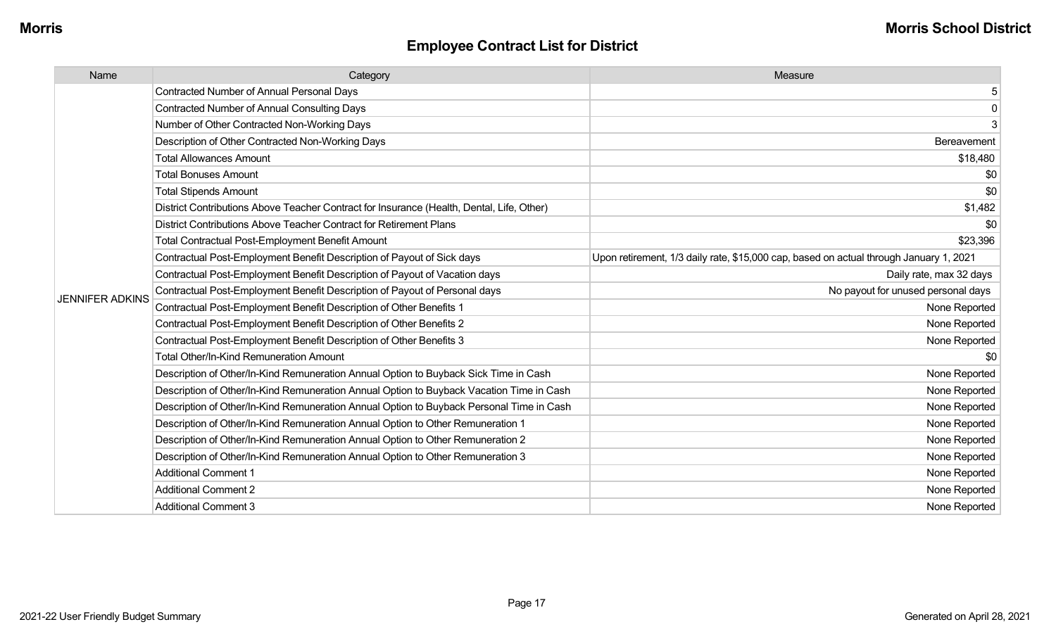## Employee Contract List for District

| Name | Category | Measure |
|---|---|---|
| JENNIFER ADKINS | Contracted Number of Annual Personal Days | 5 |
| | Contracted Number of Annual Consulting Days | 0 |
| | Number of Other Contracted Non-Working Days | 3 |
| | Description of Other Contracted Non-Working Days | Bereavement |
| | Total Allowances Amount | $18,480 |
| | Total Bonuses Amount | $0 |
| | Total Stipends Amount | $0 |
| | District Contributions Above Teacher Contract for Insurance (Health, Dental, Life, Other) | $1,482 |
| | District Contributions Above Teacher Contract for Retirement Plans | $0 |
| | Total Contractual Post-Employment Benefit Amount | $23,396 |
| | Contractual Post-Employment Benefit Description of Payout of Sick days | Upon retirement, 1/3 daily rate, $15,000 cap, based on actual through January 1, 2021 |
| | Contractual Post-Employment Benefit Description of Payout of Vacation days | Daily rate, max 32 days |
| | Contractual Post-Employment Benefit Description of Payout of Personal days | No payout for unused personal days |
| | Contractual Post-Employment Benefit Description of Other Benefits 1 | None Reported |
| | Contractual Post-Employment Benefit Description of Other Benefits 2 | None Reported |
| | Contractual Post-Employment Benefit Description of Other Benefits 3 | None Reported |
| | Total Other/In-Kind Remuneration Amount | $0 |
| | Description of Other/In-Kind Remuneration Annual Option to Buyback Sick Time in Cash | None Reported |
| | Description of Other/In-Kind Remuneration Annual Option to Buyback Vacation Time in Cash | None Reported |
| | Description of Other/In-Kind Remuneration Annual Option to Buyback Personal Time in Cash | None Reported |
| | Description of Other/In-Kind Remuneration Annual Option to Other Remuneration 1 | None Reported |
| | Description of Other/In-Kind Remuneration Annual Option to Other Remuneration 2 | None Reported |
| | Description of Other/In-Kind Remuneration Annual Option to Other Remuneration 3 | None Reported |
| | Additional Comment 1 | None Reported |
| | Additional Comment 2 | None Reported |
| | Additional Comment 3 | None Reported |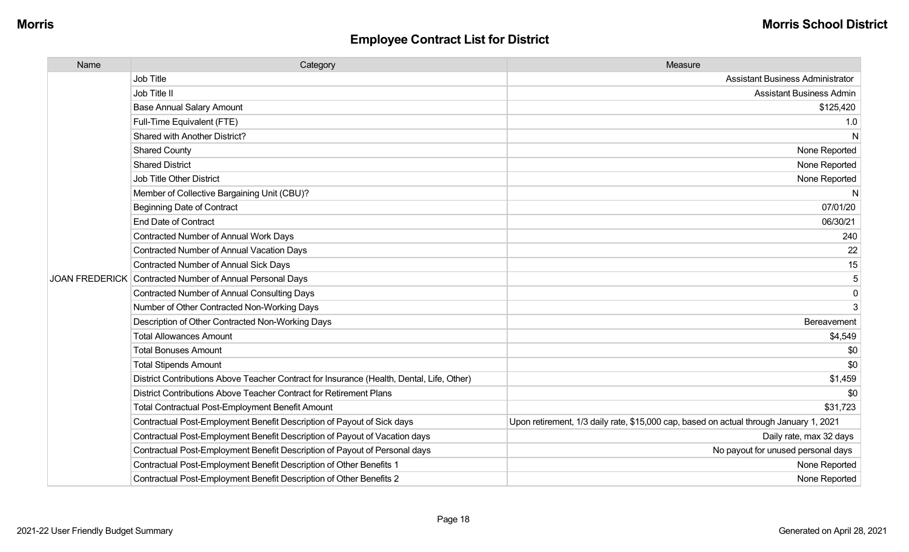## Employee Contract List for District

| Name | Category | Measure |
|---|---|---|
| JOAN FREDERICK | Job Title | Assistant Business Administrator |
| | Job Title II | Assistant Business Admin |
| | Base Annual Salary Amount | $125,420 |
| | Full-Time Equivalent (FTE) | 1.0 |
| | Shared with Another District? | N |
| | Shared County | None Reported |
| | Shared District | None Reported |
| | Job Title Other District | None Reported |
| | Member of Collective Bargaining Unit (CBU)? | N |
| | Beginning Date of Contract | 07/01/20 |
| | End Date of Contract | 06/30/21 |
| | Contracted Number of Annual Work Days | 240 |
| | Contracted Number of Annual Vacation Days | 22 |
| | Contracted Number of Annual Sick Days | 15 |
| | Contracted Number of Annual Personal Days | 5 |
| | Contracted Number of Annual Consulting Days | 0 |
| | Number of Other Contracted Non-Working Days | 3 |
| | Description of Other Contracted Non-Working Days | Bereavement |
| | Total Allowances Amount | $4,549 |
| | Total Bonuses Amount | $0 |
| | Total Stipends Amount | $0 |
| | District Contributions Above Teacher Contract for Insurance (Health, Dental, Life, Other) | $1,459 |
| | District Contributions Above Teacher Contract for Retirement Plans | $0 |
| | Total Contractual Post-Employment Benefit Amount | $31,723 |
| | Contractual Post-Employment Benefit Description of Payout of Sick days | Upon retirement, 1/3 daily rate, $15,000 cap, based on actual through January 1, 2021 |
| | Contractual Post-Employment Benefit Description of Payout of Vacation days | Daily rate, max 32 days |
| | Contractual Post-Employment Benefit Description of Payout of Personal days | No payout for unused personal days |
| | Contractual Post-Employment Benefit Description of Other Benefits 1 | None Reported |
| | Contractual Post-Employment Benefit Description of Other Benefits 2 | None Reported |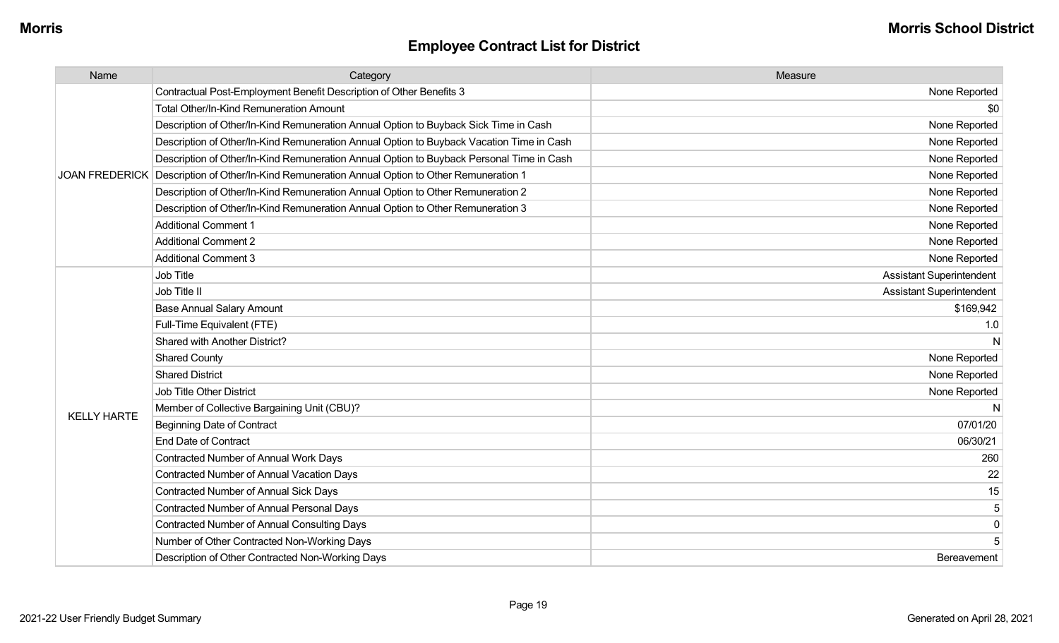## Employee Contract List for District

| Name | Category | Measure |
| --- | --- | --- |
| JOAN FREDERICK | Contractual Post-Employment Benefit Description of Other Benefits 3 | None Reported |
| | Total Other/In-Kind Remuneration Amount | $0 |
| | Description of Other/In-Kind Remuneration Annual Option to Buyback Sick Time in Cash | None Reported |
| | Description of Other/In-Kind Remuneration Annual Option to Buyback Vacation Time in Cash | None Reported |
| | Description of Other/In-Kind Remuneration Annual Option to Buyback Personal Time in Cash | None Reported |
| | Description of Other/In-Kind Remuneration Annual Option to Other Remuneration 1 | None Reported |
| | Description of Other/In-Kind Remuneration Annual Option to Other Remuneration 2 | None Reported |
| | Description of Other/In-Kind Remuneration Annual Option to Other Remuneration 3 | None Reported |
| | Additional Comment 1 | None Reported |
| | Additional Comment 2 | None Reported |
| | Additional Comment 3 | None Reported |
| KELLY HARTE | Job Title | Assistant Superintendent |
| | Job Title II | Assistant Superintendent |
| | Base Annual Salary Amount | $169,942 |
| | Full-Time Equivalent (FTE) | 1.0 |
| | Shared with Another District? | N |
| | Shared County | None Reported |
| | Shared District | None Reported |
| | Job Title Other District | None Reported |
| | Member of Collective Bargaining Unit (CBU)? | N |
| | Beginning Date of Contract | 07/01/20 |
| | End Date of Contract | 06/30/21 |
| | Contracted Number of Annual Work Days | 260 |
| | Contracted Number of Annual Vacation Days | 22 |
| | Contracted Number of Annual Sick Days | 15 |
| | Contracted Number of Annual Personal Days | 5 |
| | Contracted Number of Annual Consulting Days | 0 |
| | Number of Other Contracted Non-Working Days | 5 |
| | Description of Other Contracted Non-Working Days | Bereavement |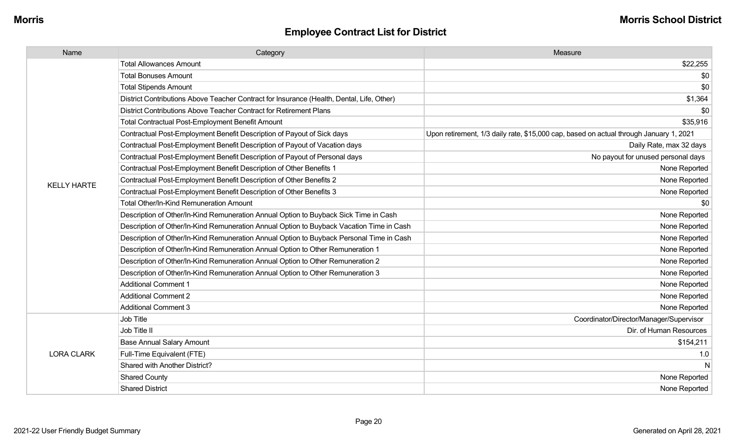## Employee Contract List for District

| Name | Category | Measure |
|---|---|---|
| KELLY HARTE | Total Allowances Amount | $22,255 |
| | Total Bonuses Amount | $0 |
| | Total Stipends Amount | $0 |
| | District Contributions Above Teacher Contract for Insurance (Health, Dental, Life, Other) | $1,364 |
| | District Contributions Above Teacher Contract for Retirement Plans | $0 |
| | Total Contractual Post-Employment Benefit Amount | $35,916 |
| | Contractual Post-Employment Benefit Description of Payout of Sick days | Upon retirement, 1/3 daily rate, $15,000 cap, based on actual through January 1, 2021 |
| | Contractual Post-Employment Benefit Description of Payout of Vacation days | Daily Rate, max 32 days |
| | Contractual Post-Employment Benefit Description of Payout of Personal days | No payout for unused personal days |
| | Contractual Post-Employment Benefit Description of Other Benefits 1 | None Reported |
| | Contractual Post-Employment Benefit Description of Other Benefits 2 | None Reported |
| | Contractual Post-Employment Benefit Description of Other Benefits 3 | None Reported |
| | Total Other/In-Kind Remuneration Amount | $0 |
| | Description of Other/In-Kind Remuneration Annual Option to Buyback Sick Time in Cash | None Reported |
| | Description of Other/In-Kind Remuneration Annual Option to Buyback Vacation Time in Cash | None Reported |
| | Description of Other/In-Kind Remuneration Annual Option to Buyback Personal Time in Cash | None Reported |
| | Description of Other/In-Kind Remuneration Annual Option to Other Remuneration 1 | None Reported |
| | Description of Other/In-Kind Remuneration Annual Option to Other Remuneration 2 | None Reported |
| | Description of Other/In-Kind Remuneration Annual Option to Other Remuneration 3 | None Reported |
| | Additional Comment 1 | None Reported |
| | Additional Comment 2 | None Reported |
| | Additional Comment 3 | None Reported |
| LORA CLARK | Job Title | Coordinator/Director/Manager/Supervisor |
| | Job Title II | Dir. of Human Resources |
| | Base Annual Salary Amount | $154,211 |
| | Full-Time Equivalent (FTE) | 1.0 |
| | Shared with Another District? | N |
| | Shared County | None Reported |
| | Shared District | None Reported |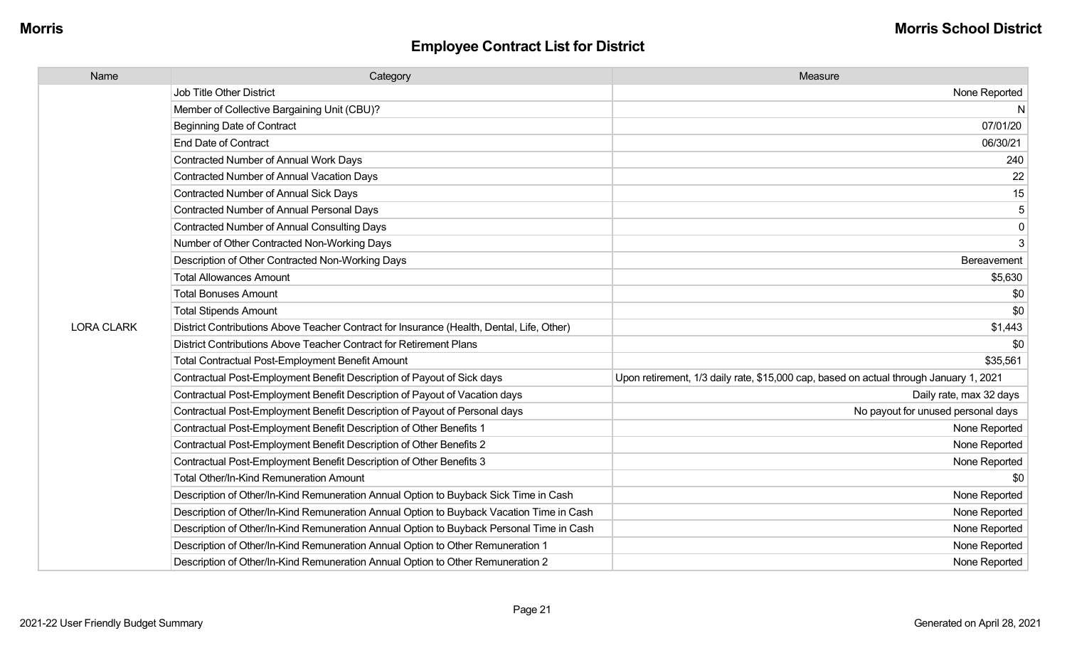## Employee Contract List for District

| Name | Category | Measure |
|---|---|---|
| LORA CLARK | Job Title Other District | None Reported |
| | Member of Collective Bargaining Unit (CBU)? | N |
| | Beginning Date of Contract | 07/01/20 |
| | End Date of Contract | 06/30/21 |
| | Contracted Number of Annual Work Days | 240 |
| | Contracted Number of Annual Vacation Days | 22 |
| | Contracted Number of Annual Sick Days | 15 |
| | Contracted Number of Annual Personal Days | 5 |
| | Contracted Number of Annual Consulting Days | 0 |
| | Number of Other Contracted Non-Working Days | 3 |
| | Description of Other Contracted Non-Working Days | Bereavement |
| | Total Allowances Amount | $5,630 |
| | Total Bonuses Amount | $0 |
| | Total Stipends Amount | $0 |
| | District Contributions Above Teacher Contract for Insurance (Health, Dental, Life, Other) | $1,443 |
| | District Contributions Above Teacher Contract for Retirement Plans | $0 |
| | Total Contractual Post-Employment Benefit Amount | $35,561 |
| | Contractual Post-Employment Benefit Description of Payout of Sick days | Upon retirement, 1/3 daily rate, $15,000 cap, based on actual through January 1, 2021 |
| | Contractual Post-Employment Benefit Description of Payout of Vacation days | Daily rate, max 32 days |
| | Contractual Post-Employment Benefit Description of Payout of Personal days | No payout for unused personal days |
| | Contractual Post-Employment Benefit Description of Other Benefits 1 | None Reported |
| | Contractual Post-Employment Benefit Description of Other Benefits 2 | None Reported |
| | Contractual Post-Employment Benefit Description of Other Benefits 3 | None Reported |
| | Total Other/In-Kind Remuneration Amount | $0 |
| | Description of Other/In-Kind Remuneration Annual Option to Buyback Sick Time in Cash | None Reported |
| | Description of Other/In-Kind Remuneration Annual Option to Buyback Vacation Time in Cash | None Reported |
| | Description of Other/In-Kind Remuneration Annual Option to Buyback Personal Time in Cash | None Reported |
| | Description of Other/In-Kind Remuneration Annual Option to Other Remuneration 1 | None Reported |
| | Description of Other/In-Kind Remuneration Annual Option to Other Remuneration 2 | None Reported |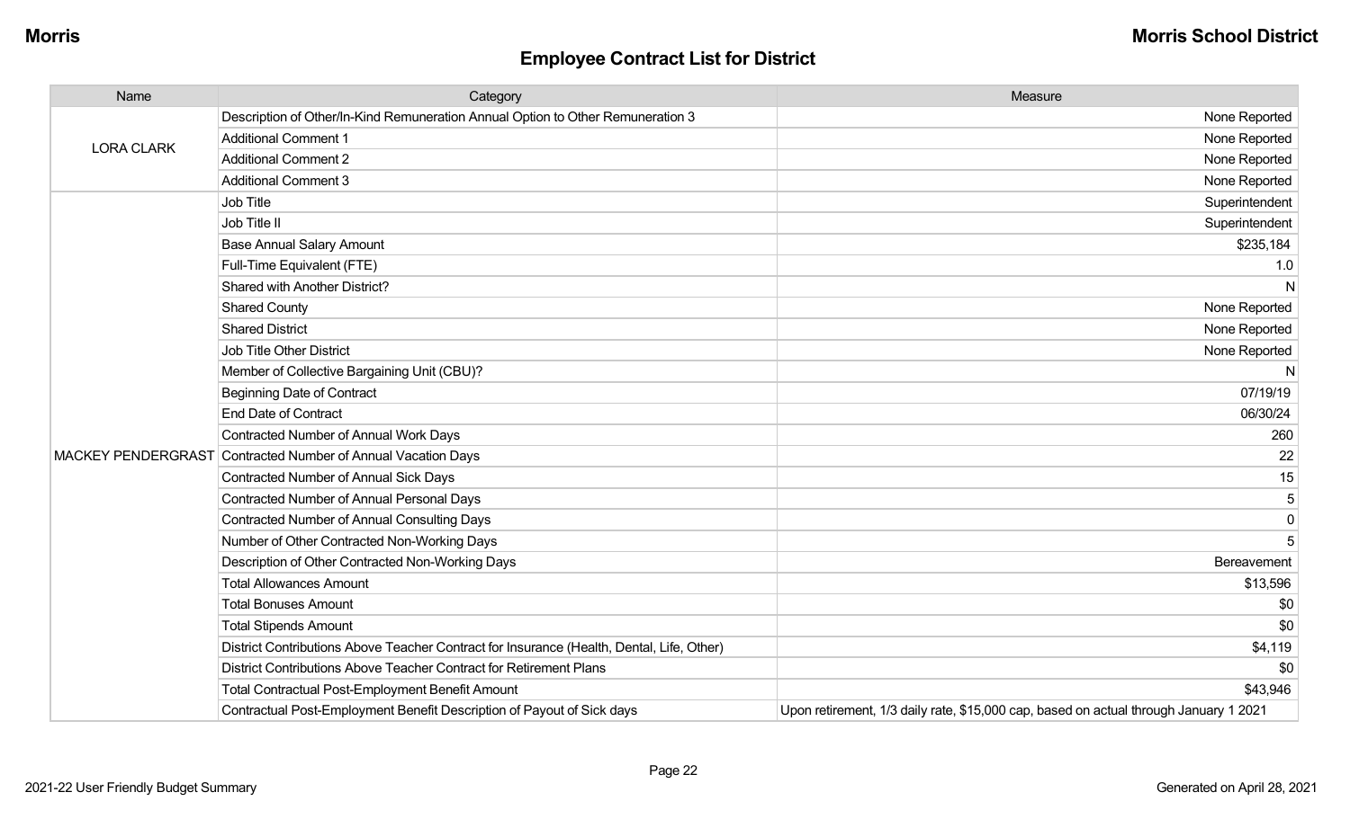## Employee Contract List for District

| Name | Category | Measure |
|---|---|---|
| LORA CLARK | Description of Other/In-Kind Remuneration Annual Option to Other Remuneration 3 | None Reported |
| | Additional Comment 1 | None Reported |
| | Additional Comment 2 | None Reported |
| | Additional Comment 3 | None Reported |
| MACKEY PENDERGRAST | Job Title | Superintendent |
| | Job Title II | Superintendent |
| | Base Annual Salary Amount | $235,184 |
| | Full-Time Equivalent (FTE) | 1.0 |
| | Shared with Another District? | N |
| | Shared County | None Reported |
| | Shared District | None Reported |
| | Job Title Other District | None Reported |
| | Member of Collective Bargaining Unit (CBU)? | N |
| | Beginning Date of Contract | 07/19/19 |
| | End Date of Contract | 06/30/24 |
| | Contracted Number of Annual Work Days | 260 |
| | Contracted Number of Annual Vacation Days | 22 |
| | Contracted Number of Annual Sick Days | 15 |
| | Contracted Number of Annual Personal Days | 5 |
| | Contracted Number of Annual Consulting Days | 0 |
| | Number of Other Contracted Non-Working Days | 5 |
| | Description of Other Contracted Non-Working Days | Bereavement |
| | Total Allowances Amount | $13,596 |
| | Total Bonuses Amount | $0 |
| | Total Stipends Amount | $0 |
| | District Contributions Above Teacher Contract for Insurance (Health, Dental, Life, Other) | $4,119 |
| | District Contributions Above Teacher Contract for Retirement Plans | $0 |
| | Total Contractual Post-Employment Benefit Amount | $43,946 |
| | Contractual Post-Employment Benefit Description of Payout of Sick days | Upon retirement, 1/3 daily rate, $15,000 cap, based on actual through January 1 2021 |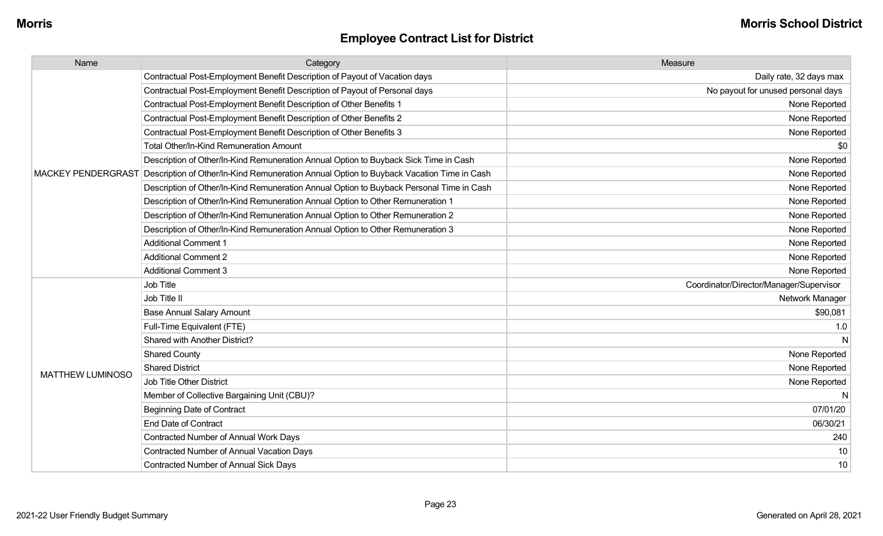## Employee Contract List for District

| Name | Category | Measure |
| --- | --- | --- |
| MACKEY PENDERGRAST | Contractual Post-Employment Benefit Description of Payout of Vacation days | Daily rate, 32 days max |
| | Contractual Post-Employment Benefit Description of Payout of Personal days | No payout for unused personal days |
| | Contractual Post-Employment Benefit Description of Other Benefits 1 | None Reported |
| | Contractual Post-Employment Benefit Description of Other Benefits 2 | None Reported |
| | Contractual Post-Employment Benefit Description of Other Benefits 3 | None Reported |
| | Total Other/In-Kind Remuneration Amount | $0 |
| | Description of Other/In-Kind Remuneration Annual Option to Buyback Sick Time in Cash | None Reported |
| | Description of Other/In-Kind Remuneration Annual Option to Buyback Vacation Time in Cash | None Reported |
| | Description of Other/In-Kind Remuneration Annual Option to Buyback Personal Time in Cash | None Reported |
| | Description of Other/In-Kind Remuneration Annual Option to Other Remuneration 1 | None Reported |
| | Description of Other/In-Kind Remuneration Annual Option to Other Remuneration 2 | None Reported |
| | Description of Other/In-Kind Remuneration Annual Option to Other Remuneration 3 | None Reported |
| | Additional Comment 1 | None Reported |
| | Additional Comment 2 | None Reported |
| | Additional Comment 3 | None Reported |
| MATTHEW LUMINOSO | Job Title | Coordinator/Director/Manager/Supervisor |
| | Job Title II | Network Manager |
| | Base Annual Salary Amount | $90,081 |
| | Full-Time Equivalent (FTE) | 1.0 |
| | Shared with Another District? | N |
| | Shared County | None Reported |
| | Shared District | None Reported |
| | Job Title Other District | None Reported |
| | Member of Collective Bargaining Unit (CBU)? | N |
| | Beginning Date of Contract | 07/01/20 |
| | End Date of Contract | 06/30/21 |
| | Contracted Number of Annual Work Days | 240 |
| | Contracted Number of Annual Vacation Days | 10 |
| | Contracted Number of Annual Sick Days | 10 |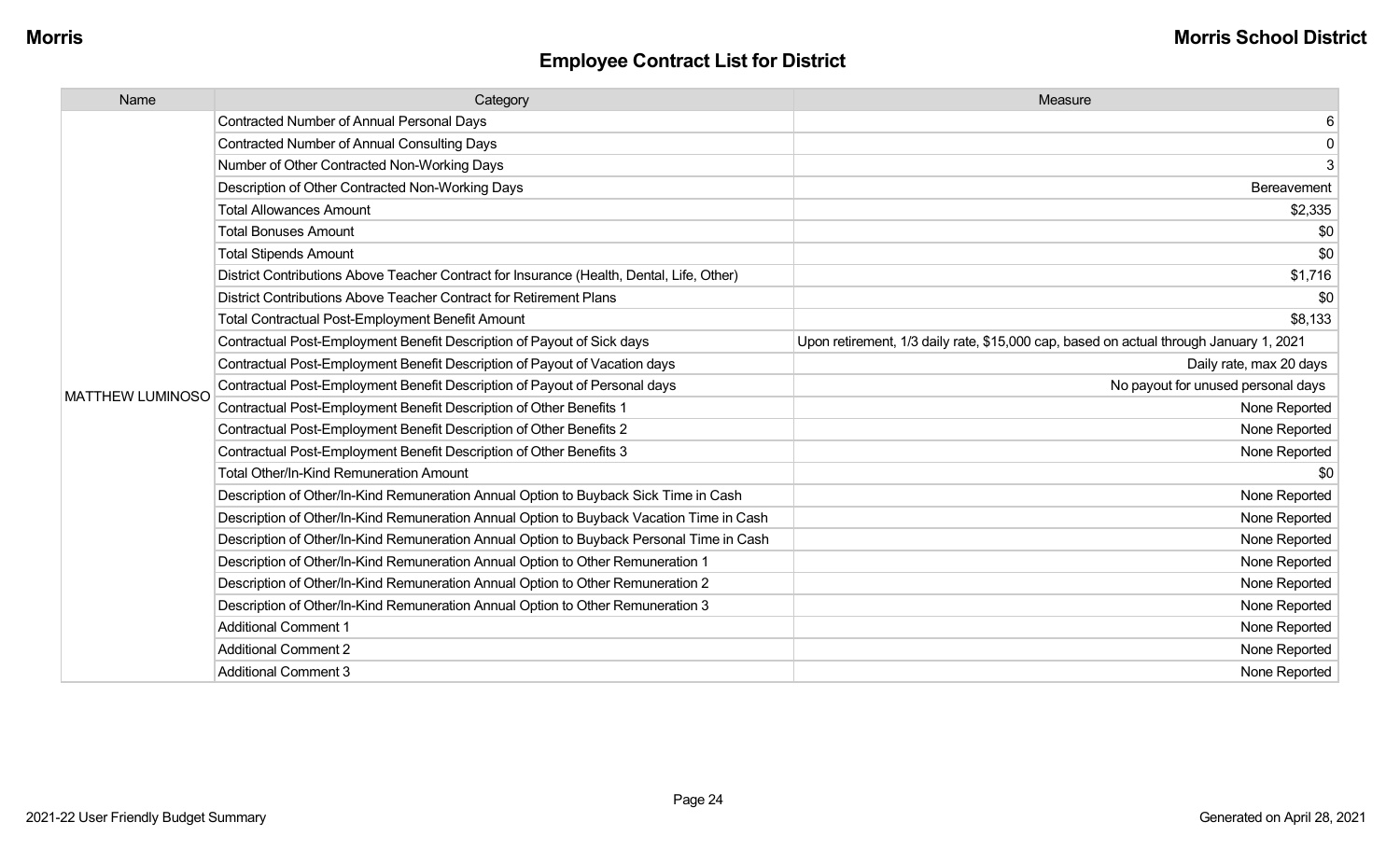## Employee Contract List for District

| Name | Category | Measure |
|---|---|---|
| MATTHEW LUMINOSO | Contracted Number of Annual Personal Days | 6 |
| | Contracted Number of Annual Consulting Days | 0 |
| | Number of Other Contracted Non-Working Days | 3 |
| | Description of Other Contracted Non-Working Days | Bereavement |
| | Total Allowances Amount | $2,335 |
| | Total Bonuses Amount | $0 |
| | Total Stipends Amount | $0 |
| | District Contributions Above Teacher Contract for Insurance (Health, Dental, Life, Other) | $1,716 |
| | District Contributions Above Teacher Contract for Retirement Plans | $0 |
| | Total Contractual Post-Employment Benefit Amount | $8,133 |
| | Contractual Post-Employment Benefit Description of Payout of Sick days | Upon retirement, 1/3 daily rate, $15,000 cap, based on actual through January 1, 2021 |
| | Contractual Post-Employment Benefit Description of Payout of Vacation days | Daily rate, max 20 days |
| | Contractual Post-Employment Benefit Description of Payout of Personal days | No payout for unused personal days |
| | Contractual Post-Employment Benefit Description of Other Benefits 1 | None Reported |
| | Contractual Post-Employment Benefit Description of Other Benefits 2 | None Reported |
| | Contractual Post-Employment Benefit Description of Other Benefits 3 | None Reported |
| | Total Other/In-Kind Remuneration Amount | $0 |
| | Description of Other/In-Kind Remuneration Annual Option to Buyback Sick Time in Cash | None Reported |
| | Description of Other/In-Kind Remuneration Annual Option to Buyback Vacation Time in Cash | None Reported |
| | Description of Other/In-Kind Remuneration Annual Option to Buyback Personal Time in Cash | None Reported |
| | Description of Other/In-Kind Remuneration Annual Option to Other Remuneration 1 | None Reported |
| | Description of Other/In-Kind Remuneration Annual Option to Other Remuneration 2 | None Reported |
| | Description of Other/In-Kind Remuneration Annual Option to Other Remuneration 3 | None Reported |
| | Additional Comment 1 | None Reported |
| | Additional Comment 2 | None Reported |
| | Additional Comment 3 | None Reported |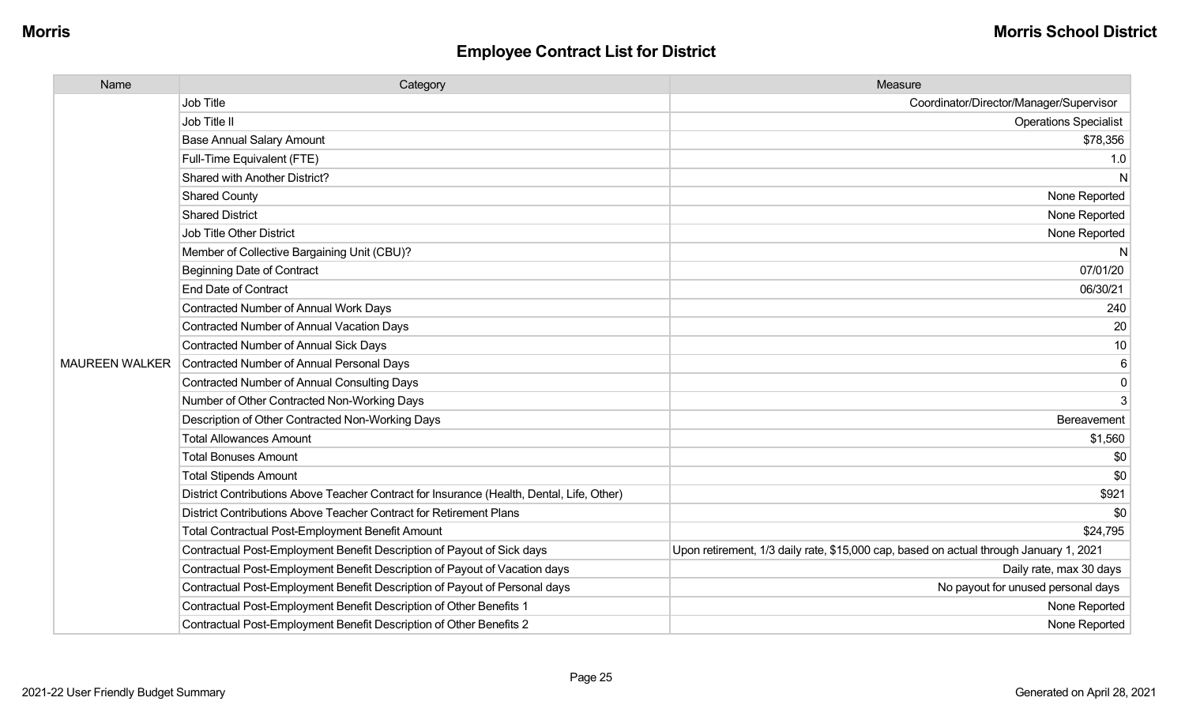## Employee Contract List for District

| Name | Category | Measure |
|---|---|---|
| MAUREEN WALKER | Job Title | Coordinator/Director/Manager/Supervisor |
| | Job Title II | Operations Specialist |
| | Base Annual Salary Amount | $78,356 |
| | Full-Time Equivalent (FTE) | 1.0 |
| | Shared with Another District? | N |
| | Shared County | None Reported |
| | Shared District | None Reported |
| | Job Title Other District | None Reported |
| | Member of Collective Bargaining Unit (CBU)? | N |
| | Beginning Date of Contract | 07/01/20 |
| | End Date of Contract | 06/30/21 |
| | Contracted Number of Annual Work Days | 240 |
| | Contracted Number of Annual Vacation Days | 20 |
| | Contracted Number of Annual Sick Days | 10 |
| | Contracted Number of Annual Personal Days | 6 |
| | Contracted Number of Annual Consulting Days | 0 |
| | Number of Other Contracted Non-Working Days | 3 |
| | Description of Other Contracted Non-Working Days | Bereavement |
| | Total Allowances Amount | $1,560 |
| | Total Bonuses Amount | $0 |
| | Total Stipends Amount | $0 |
| | District Contributions Above Teacher Contract for Insurance (Health, Dental, Life, Other) | $921 |
| | District Contributions Above Teacher Contract for Retirement Plans | $0 |
| | Total Contractual Post-Employment Benefit Amount | $24,795 |
| | Contractual Post-Employment Benefit Description of Payout of Sick days | Upon retirement, 1/3 daily rate, $15,000 cap, based on actual through January 1, 2021 |
| | Contractual Post-Employment Benefit Description of Payout of Vacation days | Daily rate, max 30 days |
| | Contractual Post-Employment Benefit Description of Payout of Personal days | No payout for unused personal days |
| | Contractual Post-Employment Benefit Description of Other Benefits 1 | None Reported |
| | Contractual Post-Employment Benefit Description of Other Benefits 2 | None Reported |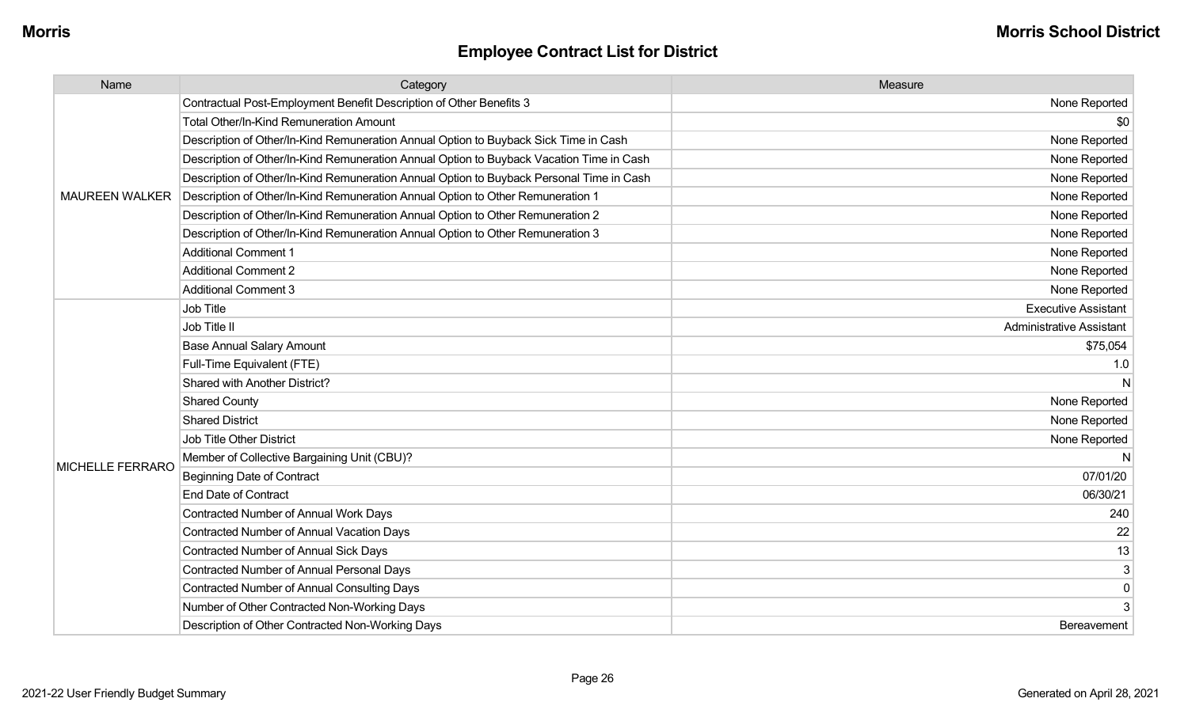## Employee Contract List for District

| Name | Category | Measure |
|---|---|---|
| MAUREEN WALKER | Contractual Post-Employment Benefit Description of Other Benefits 3 | None Reported |
| | Total Other/In-Kind Remuneration Amount | $0 |
| | Description of Other/In-Kind Remuneration Annual Option to Buyback Sick Time in Cash | None Reported |
| | Description of Other/In-Kind Remuneration Annual Option to Buyback Vacation Time in Cash | None Reported |
| | Description of Other/In-Kind Remuneration Annual Option to Buyback Personal Time in Cash | None Reported |
| | Description of Other/In-Kind Remuneration Annual Option to Other Remuneration 1 | None Reported |
| | Description of Other/In-Kind Remuneration Annual Option to Other Remuneration 2 | None Reported |
| | Description of Other/In-Kind Remuneration Annual Option to Other Remuneration 3 | None Reported |
| | Additional Comment 1 | None Reported |
| | Additional Comment 2 | None Reported |
| | Additional Comment 3 | None Reported |
| MICHELLE FERRARO | Job Title | Executive Assistant |
| | Job Title II | Administrative Assistant |
| | Base Annual Salary Amount | $75,054 |
| | Full-Time Equivalent (FTE) | 1.0 |
| | Shared with Another District? | N |
| | Shared County | None Reported |
| | Shared District | None Reported |
| | Job Title Other District | None Reported |
| | Member of Collective Bargaining Unit (CBU)? | N |
| | Beginning Date of Contract | 07/01/20 |
| | End Date of Contract | 06/30/21 |
| | Contracted Number of Annual Work Days | 240 |
| | Contracted Number of Annual Vacation Days | 22 |
| | Contracted Number of Annual Sick Days | 13 |
| | Contracted Number of Annual Personal Days | 3 |
| | Contracted Number of Annual Consulting Days | 0 |
| | Number of Other Contracted Non-Working Days | 3 |
| | Description of Other Contracted Non-Working Days | Bereavement |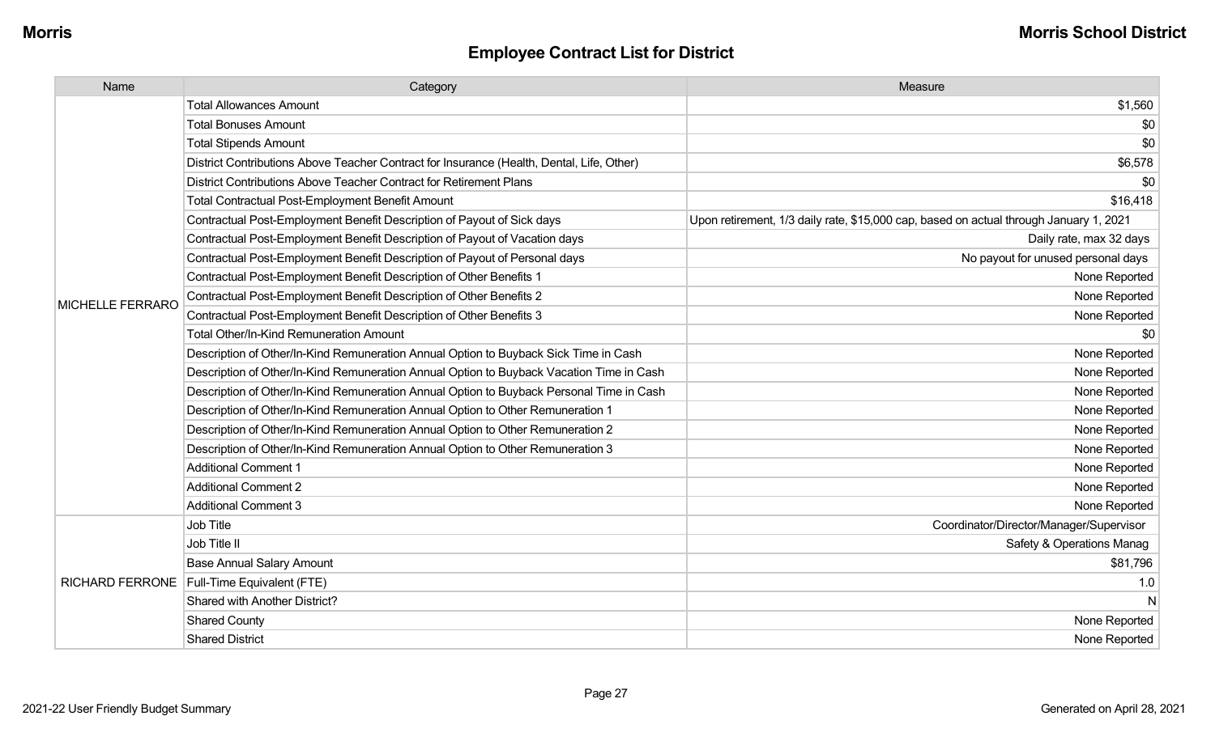## Employee Contract List for District

| Name | Category | Measure |
|---|---|---|
| MICHELLE FERRARO | Total Allowances Amount | $1,560 |
| | Total Bonuses Amount | $0 |
| | Total Stipends Amount | $0 |
| | District Contributions Above Teacher Contract for Insurance (Health, Dental, Life, Other) | $6,578 |
| | District Contributions Above Teacher Contract for Retirement Plans | $0 |
| | Total Contractual Post-Employment Benefit Amount | $16,418 |
| | Contractual Post-Employment Benefit Description of Payout of Sick days | Upon retirement, 1/3 daily rate, $15,000 cap, based on actual through January 1, 2021 |
| | Contractual Post-Employment Benefit Description of Payout of Vacation days | Daily rate, max 32 days |
| | Contractual Post-Employment Benefit Description of Payout of Personal days | No payout for unused personal days |
| | Contractual Post-Employment Benefit Description of Other Benefits 1 | None Reported |
| | Contractual Post-Employment Benefit Description of Other Benefits 2 | None Reported |
| | Contractual Post-Employment Benefit Description of Other Benefits 3 | None Reported |
| | Total Other/In-Kind Remuneration Amount | $0 |
| | Description of Other/In-Kind Remuneration Annual Option to Buyback Sick Time in Cash | None Reported |
| | Description of Other/In-Kind Remuneration Annual Option to Buyback Vacation Time in Cash | None Reported |
| | Description of Other/In-Kind Remuneration Annual Option to Buyback Personal Time in Cash | None Reported |
| | Description of Other/In-Kind Remuneration Annual Option to Other Remuneration 1 | None Reported |
| | Description of Other/In-Kind Remuneration Annual Option to Other Remuneration 2 | None Reported |
| | Description of Other/In-Kind Remuneration Annual Option to Other Remuneration 3 | None Reported |
| | Additional Comment 1 | None Reported |
| | Additional Comment 2 | None Reported |
| | Additional Comment 3 | None Reported |
| RICHARD FERRONE | Job Title | Coordinator/Director/Manager/Supervisor |
| | Job Title II | Safety & Operations Manag |
| | Base Annual Salary Amount | $81,796 |
| | Full-Time Equivalent (FTE) | 1.0 |
| | Shared with Another District? | N |
| | Shared County | None Reported |
| | Shared District | None Reported |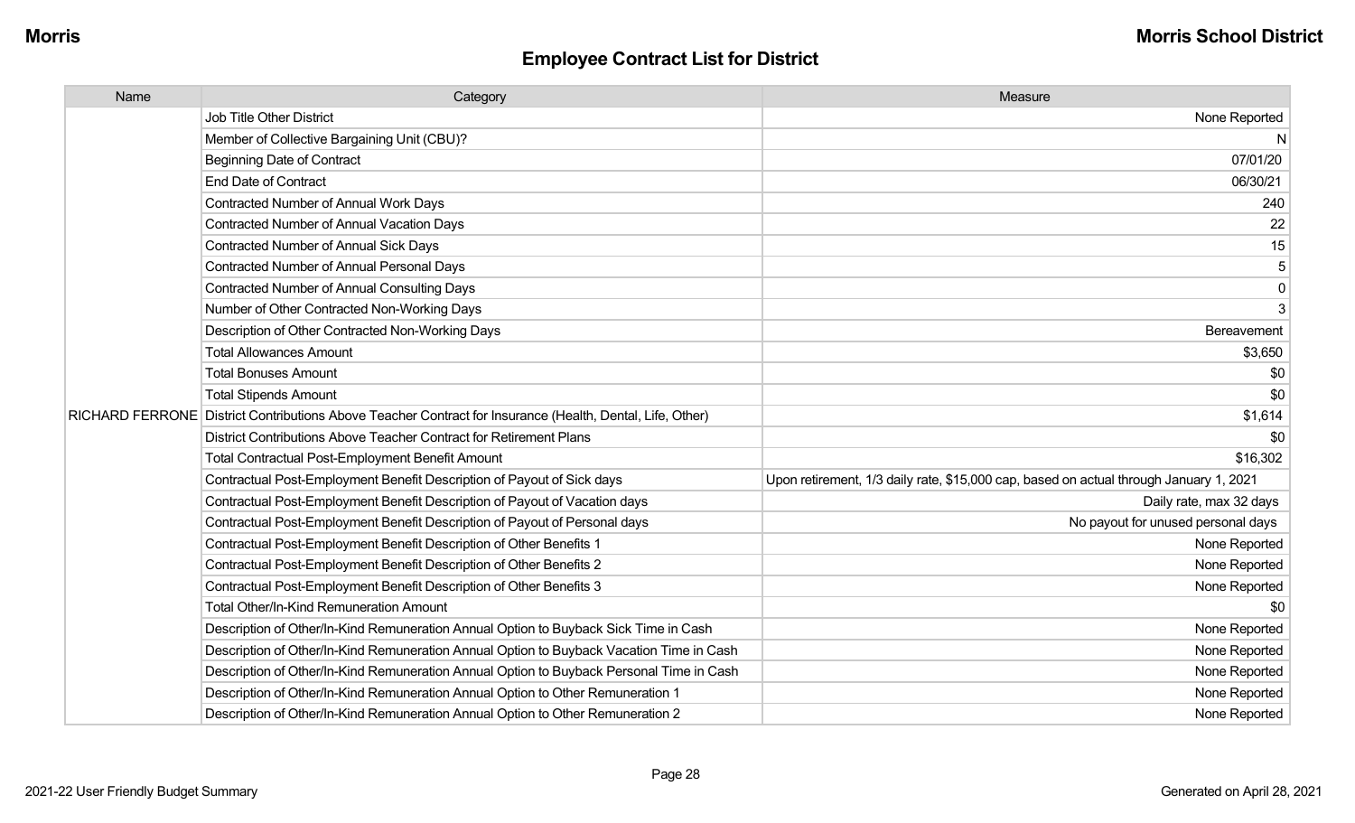# Employee Contract List for District

| Name | Category | Measure |
|---|---|---|
| | Job Title Other District | None Reported |
| | Member of Collective Bargaining Unit (CBU)? | N |
| | Beginning Date of Contract | 07/01/20 |
| | End Date of Contract | 06/30/21 |
| | Contracted Number of Annual Work Days | 240 |
| | Contracted Number of Annual Vacation Days | 22 |
| | Contracted Number of Annual Sick Days | 15 |
| | Contracted Number of Annual Personal Days | 5 |
| | Contracted Number of Annual Consulting Days | 0 |
| | Number of Other Contracted Non-Working Days | 3 |
| | Description of Other Contracted Non-Working Days | Bereavement |
| | Total Allowances Amount | $3,650 |
| | Total Bonuses Amount | $0 |
| | Total Stipends Amount | $0 |
| RICHARD FERRONE | District Contributions Above Teacher Contract for Insurance (Health, Dental, Life, Other) | $1,614 |
| | District Contributions Above Teacher Contract for Retirement Plans | $0 |
| | Total Contractual Post-Employment Benefit Amount | $16,302 |
| | Contractual Post-Employment Benefit Description of Payout of Sick days | Upon retirement, 1/3 daily rate, $15,000 cap, based on actual through January 1, 2021 |
| | Contractual Post-Employment Benefit Description of Payout of Vacation days | Daily rate, max 32 days |
| | Contractual Post-Employment Benefit Description of Payout of Personal days | No payout for unused personal days |
| | Contractual Post-Employment Benefit Description of Other Benefits 1 | None Reported |
| | Contractual Post-Employment Benefit Description of Other Benefits 2 | None Reported |
| | Contractual Post-Employment Benefit Description of Other Benefits 3 | None Reported |
| | Total Other/In-Kind Remuneration Amount | $0 |
| | Description of Other/In-Kind Remuneration Annual Option to Buyback Sick Time in Cash | None Reported |
| | Description of Other/In-Kind Remuneration Annual Option to Buyback Vacation Time in Cash | None Reported |
| | Description of Other/In-Kind Remuneration Annual Option to Buyback Personal Time in Cash | None Reported |
| | Description of Other/In-Kind Remuneration Annual Option to Other Remuneration 1 | None Reported |
| | Description of Other/In-Kind Remuneration Annual Option to Other Remuneration 2 | None Reported |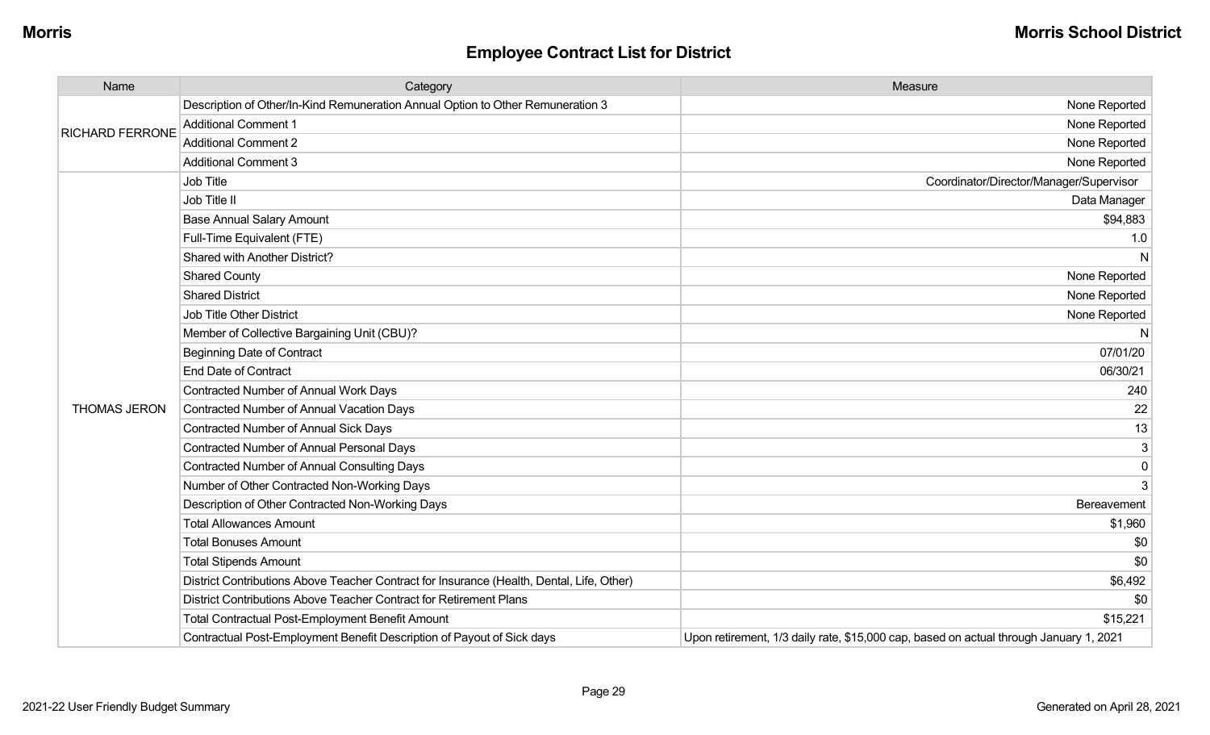## Employee Contract List for District

| Name | Category | Measure |
|---|---|---|
| RICHARD FERRONE | Description of Other/In-Kind Remuneration Annual Option to Other Remuneration 3 | None Reported |
| | Additional Comment 1 | None Reported |
| | Additional Comment 2 | None Reported |
| | Additional Comment 3 | None Reported |
| THOMAS JERON | Job Title | Coordinator/Director/Manager/Supervisor |
| | Job Title II | Data Manager |
| | Base Annual Salary Amount | $94,883 |
| | Full-Time Equivalent (FTE) | 1.0 |
| | Shared with Another District? | N |
| | Shared County | None Reported |
| | Shared District | None Reported |
| | Job Title Other District | None Reported |
| | Member of Collective Bargaining Unit (CBU)? | N |
| | Beginning Date of Contract | 07/01/20 |
| | End Date of Contract | 06/30/21 |
| | Contracted Number of Annual Work Days | 240 |
| | Contracted Number of Annual Vacation Days | 22 |
| | Contracted Number of Annual Sick Days | 13 |
| | Contracted Number of Annual Personal Days | 3 |
| | Contracted Number of Annual Consulting Days | 0 |
| | Number of Other Contracted Non-Working Days | 3 |
| | Description of Other Contracted Non-Working Days | Bereavement |
| | Total Allowances Amount | $1,960 |
| | Total Bonuses Amount | $0 |
| | Total Stipends Amount | $0 |
| | District Contributions Above Teacher Contract for Insurance (Health, Dental, Life, Other) | $6,492 |
| | District Contributions Above Teacher Contract for Retirement Plans | $0 |
| | Total Contractual Post-Employment Benefit Amount | $15,221 |
| | Contractual Post-Employment Benefit Description of Payout of Sick days | Upon retirement, 1/3 daily rate, $15,000 cap, based on actual through January 1, 2021 |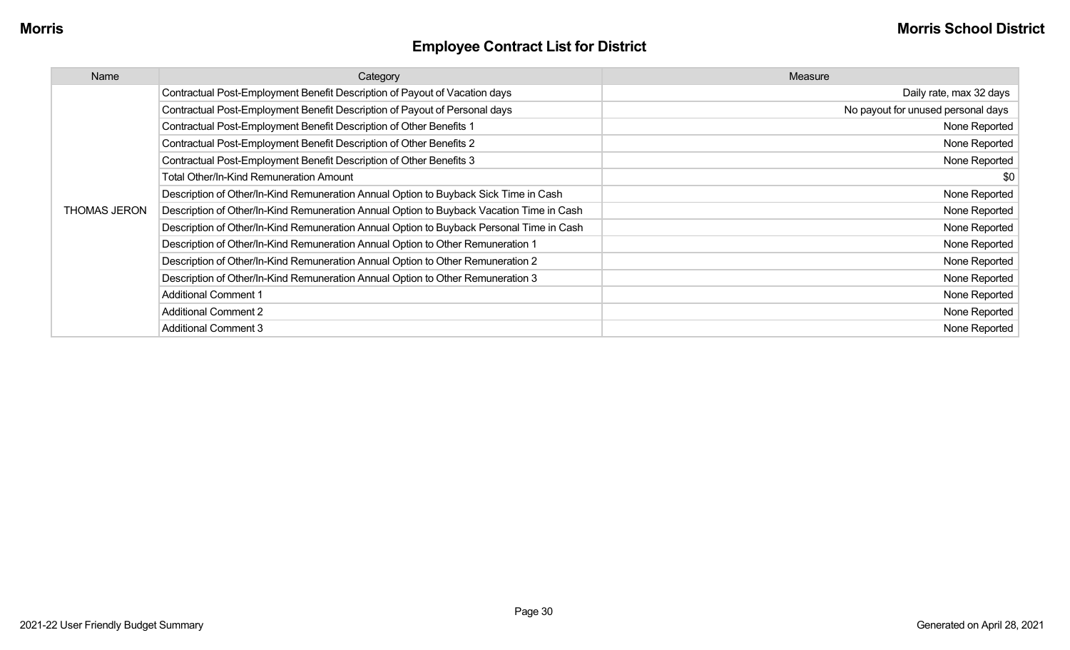## Employee Contract List for District

| Name | Category | Measure |
|---|---|---|
| THOMAS JERON | Contractual Post-Employment Benefit Description of Payout of Vacation days | Daily rate, max 32 days |
| | Contractual Post-Employment Benefit Description of Payout of Personal days | No payout for unused personal days |
| | Contractual Post-Employment Benefit Description of Other Benefits 1 | None Reported |
| | Contractual Post-Employment Benefit Description of Other Benefits 2 | None Reported |
| | Contractual Post-Employment Benefit Description of Other Benefits 3 | None Reported |
| | Total Other/In-Kind Remuneration Amount | $0 |
| | Description of Other/In-Kind Remuneration Annual Option to Buyback Sick Time in Cash | None Reported |
| | Description of Other/In-Kind Remuneration Annual Option to Buyback Vacation Time in Cash | None Reported |
| | Description of Other/In-Kind Remuneration Annual Option to Buyback Personal Time in Cash | None Reported |
| | Description of Other/In-Kind Remuneration Annual Option to Other Remuneration 1 | None Reported |
| | Description of Other/In-Kind Remuneration Annual Option to Other Remuneration 2 | None Reported |
| | Description of Other/In-Kind Remuneration Annual Option to Other Remuneration 3 | None Reported |
| | Additional Comment 1 | None Reported |
| | Additional Comment 2 | None Reported |
| | Additional Comment 3 | None Reported |